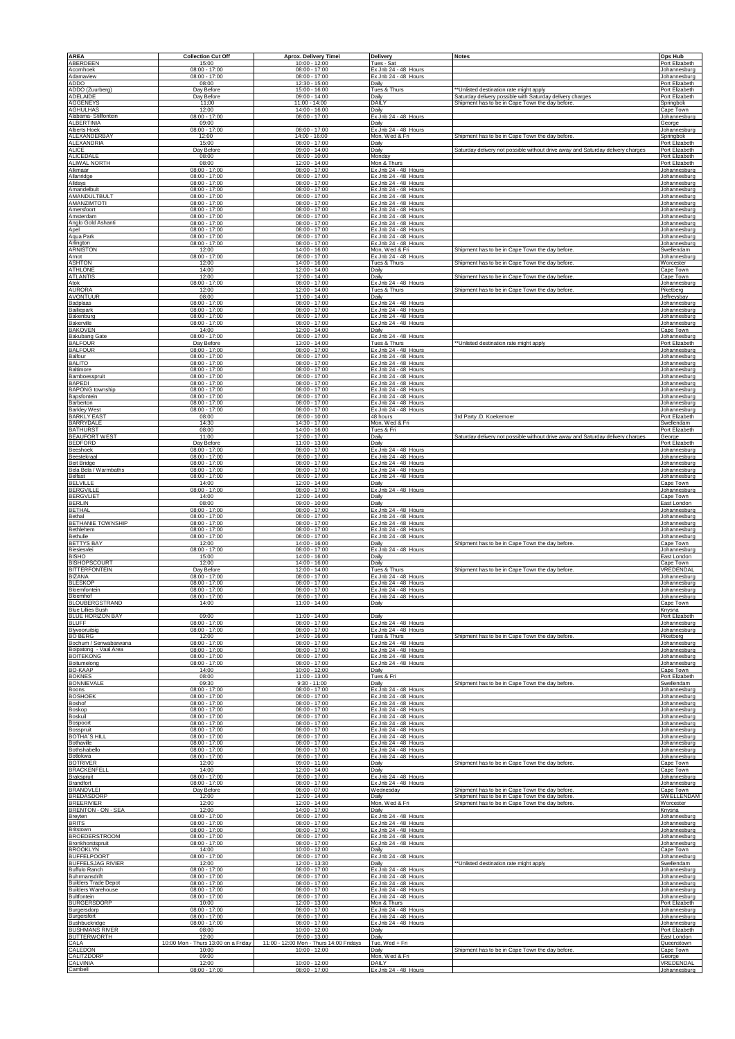| AREA | Collection Cut Off | Aprox. Delivery Time\ | Delivery | Notes | Ops Hub |
|---|---|---|---|---|---|
| ABERDEEN | 15:00 | 10:00 - 12:00 | Tues - Sat | | Port Elizabeth |
| Acornhoek | 08:00 - 17:00 | 08:00 - 17:00 | Ex Jnb 24 - 48 Hours | | Johannesburg |
| Adamaview | 08:00 - 17:00 | 08:00 - 17:00 | Ex Jnb 24 - 48 Hours | | Johannesburg |
| ADDO | 08:00 | 12:30 - 15:00 | Daily | | Port Elizabeth |
| ADDO (Zuurberg) | Day Before | 15:00 - 16:00 | Tues & Thurs | **Unlisted destination rate might apply | Port Elizabeth |
| ADELAIDE | Day Before | 09:00 - 14:00 | Daily | Saturday delivery possible with Saturday delivery charges | Port Elizabeth |
| AGGENEYS | 11:00 | 11:00 - 14:00 | DAILY | Shipment has to be in Cape Town the day before. | Springbok |
| AGHULHAS | 12:00 | 14:00 - 16:00 | Daily | | Cape Town |
| Alabama- Stilfontein | 08:00 - 17:00 | 08:00 - 17:00 | Ex Jnb 24 - 48 Hours | | Johannesburg |
| ALBERTINIA | 09:00 | | Daily | | George |
| Alberts Hoek | 08:00 - 17:00 | 08:00 - 17:00 | Ex Jnb 24 - 48 Hours | | Johannesburg |
| ALEXANDERBAY | 12:00 | 14:00 - 16:00 | Mon, Wed & Fri | Shipment has to be in Cape Town the day before. | Springbok |
| ALEXANDRIA | 15:00 | 08:00 - 17:00 | Daily | | Port Elizabeth |
| ALICE | Day Before | 09:00 - 14:00 | Daily | Saturday delivery not possible without drive away and Saturday delivery charges | Port Elizabeth |
| ALICEDALE | 08:00 | 08:00 - 10:00 | Monday | | Port Elizabeth |
| ALIWAL NORTH | 08:00 | 12:00 - 14:00 | Mon & Thurs | | Port Elizabeth |
| Alkmaar | 08:00 - 17:00 | 08:00 - 17:00 | Ex Jnb 24 - 48 Hours | | Johannesburg |
| Allanridge | 08:00 - 17:00 | 08:00 - 17:00 | Ex Jnb 24 - 48 Hours | | Johannesburg |
| Alldays | 08:00 - 17:00 | 08:00 - 17:00 | Ex Jnb 24 - 48 Hours | | Johannesburg |
| Amandelbult | 08:00 - 17:00 | 08:00 - 17:00 | Ex Jnb 24 - 48 Hours | | Johannesburg |
| AMANDULTBULT | 08:00 - 17:00 | 08:00 - 17:00 | Ex Jnb 24 - 48 Hours | | Johannesburg |
| AMANZIMTOTI | 08:00 - 17:00 | 08:00 - 17:00 | Ex Jnb 24 - 48 Hours | | Johannesburg |
| Amersfoort | 08:00 - 17:00 | 08:00 - 17:00 | Ex Jnb 24 - 48 Hours | | Johannesburg |
| Amsterdam | 08:00 - 17:00 | 08:00 - 17:00 | Ex Jnb 24 - 48 Hours | | Johannesburg |
| Anglo Gold Ashanti | 08:00 - 17:00 | 08:00 - 17:00 | Ex Jnb 24 - 48 Hours | | Johannesburg |
| Apel | 08:00 - 17:00 | 08:00 - 17:00 | Ex Jnb 24 - 48 Hours | | Johannesburg |
| Aqua Park | 08:00 - 17:00 | 08:00 - 17:00 | Ex Jnb 24 - 48 Hours | | Johannesburg |
| Arlington | 08:00 - 17:00 | 08:00 - 17:00 | Ex Jnb 24 - 48 Hours | | Johannesburg |
| ARNISTON | 12:00 | 14:00 - 16:00 | Mon, Wed & Fri | Shipment has to be in Cape Town the day before. | Swellendam |
| Arnot | 08:00 - 17:00 | 08:00 - 17:00 | Ex Jnb 24 - 48 Hours | | Johannesburg |
| ASHTON | 12:00 | 14:00 - 16:00 | Tues & Thurs | Shipment has to be in Cape Town the day before. | Worcester |
| ATHLONE | 14:00 | 12:00 - 14:00 | Daily | | Cape Town |
| ATLANTIS | 12:00 | 12:00 - 14:00 | Daily | Shipment has to be in Cape Town the day before. | Cape Town |
| Atok | 08:00 - 17:00 | 08:00 - 17:00 | Ex Jnb 24 - 48 Hours | | Johannesburg |
| AURORA | 12:00 | 12:00 - 14:00 | Tues & Thurs | Shipment has to be in Cape Town the day before. | Piketberg |
| AVONTUUR | 08:00 | 11:00 - 14:00 | Daily | | Jeffreysbay |
| Badplaas | 08:00 - 17:00 | 08:00 - 17:00 | Ex Jnb 24 - 48 Hours | | Johannesburg |
| Baillepark | 08:00 - 17:00 | 08:00 - 17:00 | Ex Jnb 24 - 48 Hours | | Johannesburg |
| Bakenburg | 08:00 - 17:00 | 08:00 - 17:00 | Ex Jnb 24 - 48 Hours | | Johannesburg |
| Bakerville | 08:00 - 17:00 | 08:00 - 17:00 | Ex Jnb 24 - 48 Hours | | Johannesburg |
| BAKOVEN | 14:00 | 12:00 - 14:00 | Daily | | Cape Town |
| Bakubang Gate | 08:00 - 17:00 | 08:00 - 17:00 | Ex Jnb 24 - 48 Hours | | Johannesburg |
| BALFOUR | Day Before | 13:00 - 14:00 | Tues & Thurs | **Unlisted destination rate might apply | Port Elizabeth |
| BALFOUR | 08:00 - 17:00 | 08:00 - 17:00 | Ex Jnb 24 - 48 Hours | | Johannesburg |
| Balfour | 08:00 - 17:00 | 08:00 - 17:00 | Ex Jnb 24 - 48 Hours | | Johannesburg |
| BALITO | 08:00 - 17:00 | 08:00 - 17:00 | Ex Jnb 24 - 48 Hours | | Johannesburg |
| Baltimore | 08:00 - 17:00 | 08:00 - 17:00 | Ex Jnb 24 - 48 Hours | | Johannesburg |
| Bamboesspruit | 08:00 - 17:00 | 08:00 - 17:00 | Ex Jnb 24 - 48 Hours | | Johannesburg |
| BAPEDI | 08:00 - 17:00 | 08:00 - 17:00 | Ex Jnb 24 - 48 Hours | | Johannesburg |
| BAPONG township | 08:00 - 17:00 | 08:00 - 17:00 | Ex Jnb 24 - 48 Hours | | Johannesburg |
| Bapsfontein | 08:00 - 17:00 | 08:00 - 17:00 | Ex Jnb 24 - 48 Hours | | Johannesburg |
| Barberton | 08:00 - 17:00 | 08:00 - 17:00 | Ex Jnb 24 - 48 Hours | | Johannesburg |
| Barkley West | 08:00 - 17:00 | 08:00 - 17:00 | Ex Jnb 24 - 48 Hours | | Johannesburg |
| BARKLY EAST | 08:00 | 08:00 - 10:00 | 48 hours | 3rd Party .D. Koekemoer | Port Elizabeth |
| BARRYDALE | 14:30 | 14:30 - 17:00 | Mon, Wed & Fri | | Swellendam |
| BATHURST | 08:00 | 14:00 - 16:00 | Tues & Fri | | Port Elizabeth |
| BEAUFORT WEST | 11:00 | 12:00 - 17:00 | Daily | Saturday delivery not possible without drive away and Saturday delivery charges | George |
| BEDFORD | Day Before | 11:00 - 13:00 | Daily | | Port Elizabeth |
| Beeshoek | 08:00 - 17:00 | 08:00 - 17:00 | Ex Jnb 24 - 48 Hours | | Johannesburg |
| Beestekraal | 08:00 - 17:00 | 08:00 - 17:00 | Ex Jnb 24 - 48 Hours | | Johannesburg |
| Beit Bridge | 08:00 - 17:00 | 08:00 - 17:00 | Ex Jnb 24 - 48 Hours | | Johannesburg |
| Bela Bela / Warmbaths | 08:00 - 17:00 | 08:00 - 17:00 | Ex Jnb 24 - 48 Hours | | Johannesburg |
| Belfast | 08:00 - 17:00 | 08:00 - 17:00 | Ex Jnb 24 - 48 Hours | | Johannesburg |
| BELVILLE | 14:00 | 12:00 - 14:00 | Daily | | Cape Town |
| BERGVILLE | 08:00 - 17:00 | 08:00 - 17:00 | Ex Jnb 24 - 48 Hours | | Johannesburg |
| BERGVLIET | 14:00 | 12:00 - 14:00 | Daily | | Cape Town |
| BERLIN | 08:00 | 09:00 - 10:00 | Daily | | East London |
| BETHAL | 08:00 - 17:00 | 08:00 - 17:00 | Ex Jnb 24 - 48 Hours | | Johannesburg |
| Bethal | 08:00 - 17:00 | 08:00 - 17:00 | Ex Jnb 24 - 48 Hours | | Johannesburg |
| BETHANIE TOWNSHIP | 08:00 - 17:00 | 08:00 - 17:00 | Ex Jnb 24 - 48 Hours | | Johannesburg |
| Bethlehem | 08:00 - 17:00 | 08:00 - 17:00 | Ex Jnb 24 - 48 Hours | | Johannesburg |
| Bethulie | 08:00 - 17:00 | 08:00 - 17:00 | Ex Jnb 24 - 48 Hours | | Johannesburg |
| BETTYS BAY | 12:00 | 14:00 - 16:00 | Daily | Shipment has to be in Cape Town the day before. | Cape Town |
| Biesiesvlei | 08:00 - 17:00 | 08:00 - 17:00 | Ex Jnb 24 - 48 Hours | | Johannesburg |
| BISHO | 15:00 | 14:00 - 16:00 | Daily | | East London |
| BISHOPSCOURT | 12:00 | 14:00 - 16:00 | Daily | | Cape Town |
| BITTERFONTEIN | Day Before | 12:00 - 14:00 | Tues & Thurs | Shipment has to be in Cape Town the day before. | VREDENDAL |
| BIZANA | 08:00 - 17:00 | 08:00 - 17:00 | Ex Jnb 24 - 48 Hours | | Johannesburg |
| BLESKOP | 08:00 - 17:00 | 08:00 - 17:00 | Ex Jnb 24 - 48 Hours | | Johannesburg |
| Bloemfontein | 08:00 - 17:00 | 08:00 - 17:00 | Ex Jnb 24 - 48 Hours | | Johannesburg |
| Bloemhof | 08:00 - 17:00 | 08:00 - 17:00 | Ex Jnb 24 - 48 Hours | | Johannesburg |
| BLOUBERGSTRAND | 14:00 | 11:00 - 14:00 | Daily | | Cape Town |
| Blue Lillies Bush | | | | | Knysna |
| BLUE HORIZON BAY | 09:00 | 11:00 - 14:00 | Daily | | Port Elizabeth |
| BLUFF | 08:00 - 17:00 | 08:00 - 17:00 | Ex Jnb 24 - 48 Hours | | Johannesburg |
| Blyvooruitsig | 08:00 - 17:00 | 08:00 - 17:00 | Ex Jnb 24 - 48 Hours | | Johannesburg |
| BO BERG | 12:00 | 14:00 - 16:00 | Tues & Thurs | Shipment has to be in Cape Town the day before. | Piketberg |
| Bochum / Senwabarwana | 08:00 - 17:00 | 08:00 - 17:00 | Ex Jnb 24 - 48 Hours | | Johannesburg |
| Boipatong - Vaal Area | 08:00 - 17:00 | 08:00 - 17:00 | Ex Jnb 24 - 48 Hours | | Johannesburg |
| BOITEKONG | 08:00 - 17:00 | 08:00 - 17:00 | Ex Jnb 24 - 48 Hours | | Johannesburg |
| Boitumelong | 08:00 - 17:00 | 08:00 - 17:00 | Ex Jnb 24 - 48 Hours | | Johannesburg |
| BO-KAAP | 14:00 | 10:00 - 12:00 | Daily | | Cape Town |
| BOKNES | 08:00 | 11:00 - 13:00 | Tues & Fri | | Port Elizabeth |
| BONNIEVALE | 09:30 | 9:30 - 11:00 | Daily | Shipment has to be in Cape Town the day before. | Swellendam |
| Boons | 08:00 - 17:00 | 08:00 - 17:00 | Ex Jnb 24 - 48 Hours | | Johannesburg |
| BOSHOEK | 08:00 - 17:00 | 08:00 - 17:00 | Ex Jnb 24 - 48 Hours | | Johannesburg |
| Boshof | 08:00 - 17:00 | 08:00 - 17:00 | Ex Jnb 24 - 48 Hours | | Johannesburg |
| Boskop | 08:00 - 17:00 | 08:00 - 17:00 | Ex Jnb 24 - 48 Hours | | Johannesburg |
| Boskuil | 08:00 - 17:00 | 08:00 - 17:00 | Ex Jnb 24 - 48 Hours | | Johannesburg |
| Bospoort | 08:00 - 17:00 | 08:00 - 17:00 | Ex Jnb 24 - 48 Hours | | Johannesburg |
| Bosspruit | 08:00 - 17:00 | 08:00 - 17:00 | Ex Jnb 24 - 48 Hours | | Johannesburg |
| BOTHA`S HILL | 08:00 - 17:00 | 08:00 - 17:00 | Ex Jnb 24 - 48 Hours | | Johannesburg |
| Bothaville | 08:00 - 17:00 | 08:00 - 17:00 | Ex Jnb 24 - 48 Hours | | Johannesburg |
| Bothshabello | 08:00 - 17:00 | 08:00 - 17:00 | Ex Jnb 24 - 48 Hours | | Johannesburg |
| Botlokwa | 08:00 - 17:00 | 08:00 - 17:00 | Ex Jnb 24 - 48 Hours | | Johannesburg |
| BOTRIVER | 12:00 | 09:00 - 11:00 | Daily | Shipment has to be in Cape Town the day before. | Cape Town |
| BRACKENFELL | 14:00 | 12:00 - 14:00 | Daily | | Cape Town |
| Brakspruit | 08:00 - 17:00 | 08:00 - 17:00 | Ex Jnb 24 - 48 Hours | | Johannesburg |
| Brandfort | 08:00 - 17:00 | 08:00 - 17:00 | Ex Jnb 24 - 48 Hours | | Johannesburg |
| BRANDVLEI | Day Before | 06:00 - 07:00 | Wednesday | Shipment has to be in Cape Town the day before. | Cape Town |
| BREDASDORP | 12:00 | 12:00 - 14:00 | Daily | Shipment has to be in Cape Town the day before. | SWELLENDAM |
| BREERIVIER | 12:00 | 12:00 - 14:00 | Mon, Wed & Fri | Shipment has to be in Cape Town the day before. | Worcester |
| BRENTON - ON - SEA | 12:00 | 14:00 - 17:00 | Daily | | Knysna |
| Breyten | 08:00 - 17:00 | 08:00 - 17:00 | Ex Jnb 24 - 48 Hours | | Johannesburg |
| BRITS | 08:00 - 17:00 | 08:00 - 17:00 | Ex Jnb 24 - 48 Hours | | Johannesburg |
| Britstown | 08:00 - 17:00 | 08:00 - 17:00 | Ex Jnb 24 - 48 Hours | | Johannesburg |
| BROEDERSTROOM | 08:00 - 17:00 | 08:00 - 17:00 | Ex Jnb 24 - 48 Hours | | Johannesburg |
| Bronkhorstspruit | 08:00 - 17:00 | 08:00 - 17:00 | Ex Jnb 24 - 48 Hours | | Johannesburg |
| BROOKLYN | 14:00 | 10:00 - 12:00 | Daily | | Cape Town |
| BUFFELPOORT | 08:00 - 17:00 | 08:00 - 17:00 | Ex Jnb 24 - 48 Hours | | Johannesburg |
| BUFFELSJAG RIVIER | 12:00 | 12:00 - 13:30 | Daily | **Unlisted destination rate might apply | Swellendam |
| Buffulo Ranch | 08:00 - 17:00 | 08:00 - 17:00 | Ex Jnb 24 - 48 Hours | | Johannesburg |
| Buhrmansdrift | 08:00 - 17:00 | 08:00 - 17:00 | Ex Jnb 24 - 48 Hours | | Johannesburg |
| Builders Trade Depot | 08:00 - 17:00 | 08:00 - 17:00 | Ex Jnb 24 - 48 Hours | | Johannesburg |
| Builders Warehouse | 08:00 - 17:00 | 08:00 - 17:00 | Ex Jnb 24 - 48 Hours | | Johannesburg |
| Bultfontein | 08:00 - 17:00 | 08:00 - 17:00 | Ex Jnb 24 - 48 Hours | | Johannesburg |
| BURGERSDORP | 10:00 | 12:00 - 13:00 | Mon & Thurs | | Port Elizabeth |
| Burgersdorp | 08:00 - 17:00 | 08:00 - 17:00 | Ex Jnb 24 - 48 Hours | | Johannesburg |
| Burgersfort | 08:00 - 17:00 | 08:00 - 17:00 | Ex Jnb 24 - 48 Hours | | Johannesburg |
| Bushbuckridge | 08:00 - 17:00 | 08:00 - 17:00 | Ex Jnb 24 - 48 Hours | | Johannesburg |
| BUSHMANS RIVER | 08:00 | 10:00 - 12:00 | Daily | | Port Elizabeth |
| BUTTERWORTH | 12:00 | 09:00 - 13:00 | Daily | | East London |
| CALA | 10:00 Mon - Thurs 13:00 on a Friday | 11:00 - 12:00 Mon - Thurs 14:00 Fridays | Tue, Wed + Fri | | Queenstown |
| CALEDON | 10:00 | 10:00 - 12:00 | Daily | Shipment has to be in Cape Town the day before. | Cape Town |
| CALITZDORP | 09:00 | | Mon, Wed & Fri | | George |
| CALVINIA | 12:00 | 10:00 - 12:00 | DAILY | | VREDENDAL |
| Cambell | 08:00 - 17:00 | 08:00 - 17:00 | Ex Jnb 24 - 48 Hours | | Johannesburg |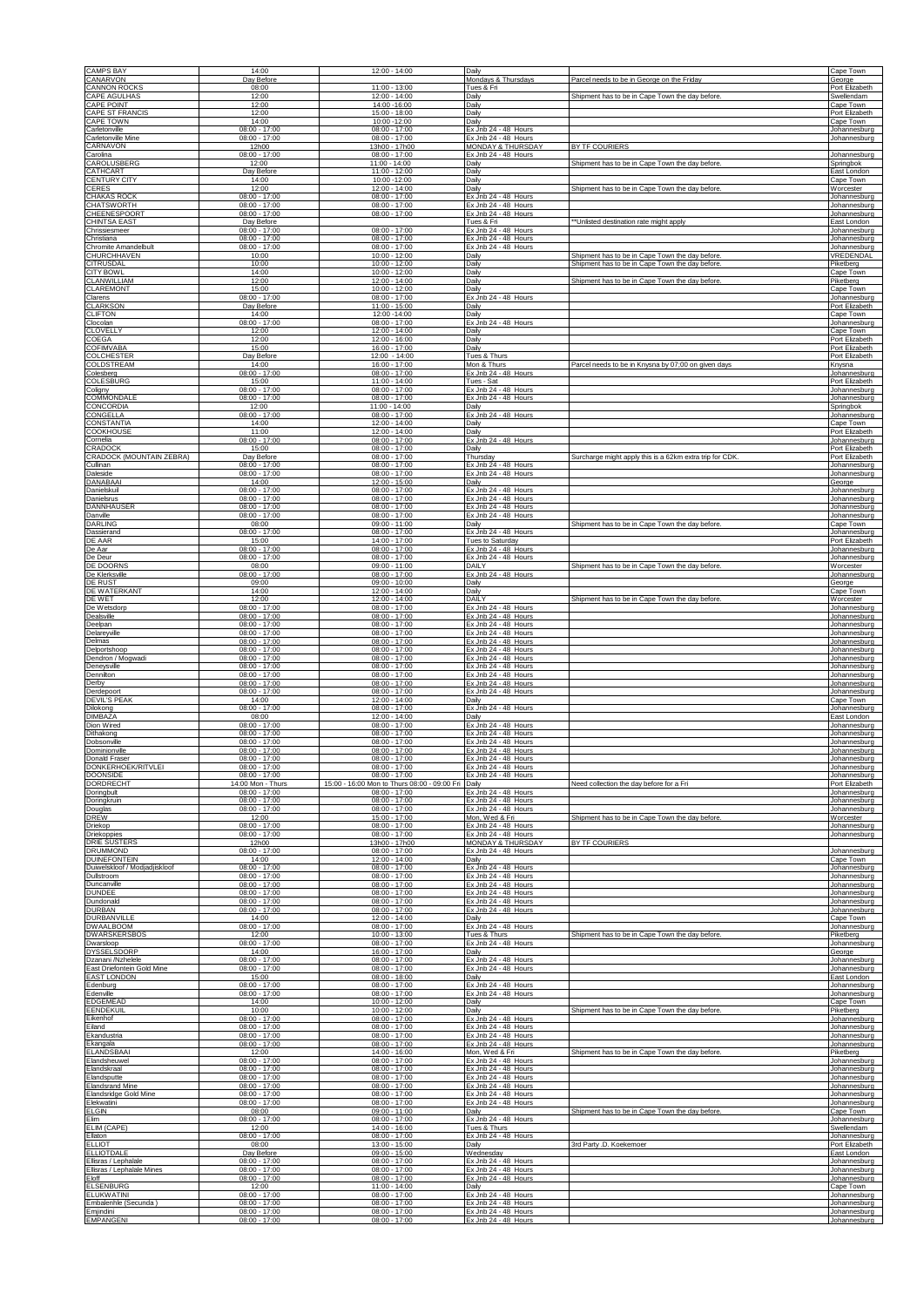| | | | | | |
|---|---|---|---|---|---|
| CAMPS BAY | 14:00 | 12:00 - 14:00 | Daily | | Cape Town |
| CANARVON | Day Before | | Mondays & Thursdays | Parcel needs to be in George on the Friday | George |
| CANNON ROCKS | 08:00 | 11:00 - 13:00 | Tues & Fri | | Port Elizabeth |
| CAPE AGULHAS | 12:00 | 12:00 - 14:00 | Daily | Shipment has to be in Cape Town the day before. | Swellendam |
| CAPE POINT | 12:00 | 14:00 -16:00 | Daily | | Cape Town |
| CAPE ST FRANCIS | 12:00 | 15:00 - 18:00 | Daily | | Port Elizabeth |
| CAPE TOWN | 14:00 | 10:00 -12:00 | Daily | | Cape Town |
| Carletonville | 08:00 - 17:00 | 08:00 - 17:00 | Ex Jnb 24 - 48 Hours | | Johannesburg |
| Carletonville Mine | 08:00 - 17:00 | 08:00 - 17:00 | Ex Jnb 24 - 48 Hours | | Johannesburg |
| CARNAVON | 12h00 | 13h00 - 17h00 | MONDAY & THURSDAY | BY TF COURIERS | |
| Carolina | 08:00 - 17:00 | 08:00 - 17:00 | Ex Jnb 24 - 48 Hours | | Johannesburg |
| CAROLUSBERG | 12:00 | 11:00 - 14:00 | Daily | Shipment has to be in Cape Town the day before. | Springbok |
| CATHCART | Day Before | 11:00 - 12:00 | Daily | | East London |
| CENTURY CITY | 14:00 | 10:00 -12:00 | Daily | | Cape Town |
| CERES | 12:00 | 12:00 - 14:00 | Daily | Shipment has to be in Cape Town the day before. | Worcester |
| CHAKAS ROCK | 08:00 - 17:00 | 08:00 - 17:00 | Ex Jnb 24 - 48 Hours | | Johannesburg |
| CHATSWORTH | 08:00 - 17:00 | 08:00 - 17:00 | Ex Jnb 24 - 48 Hours | | Johannesburg |
| CHEENESPOORT | 08:00 - 17:00 | 08:00 - 17:00 | Ex Jnb 24 - 48 Hours | | Johannesburg |
| CHINTSA EAST | Day Before | | Tues & Fri | **Unlisted destination rate might apply | East London |
| Chrissiesmeer | 08:00 - 17:00 | 08:00 - 17:00 | Ex Jnb 24 - 48 Hours | | Johannesburg |
| Christiana | 08:00 - 17:00 | 08:00 - 17:00 | Ex Jnb 24 - 48 Hours | | Johannesburg |
| Chromite Amandelbult | 08:00 - 17:00 | 08:00 - 17:00 | Ex Jnb 24 - 48 Hours | | Johannesburg |
| CHURCHHAVEN | 10:00 | 10:00 - 12:00 | Daily | Shipment has to be in Cape Town the day before. | VREDENDAL |
| CITRUSDAL | 10:00 | 10:00 - 12:00 | Daily | Shipment has to be in Cape Town the day before. | Piketberg |
| CITY BOWL | 14:00 | 10:00 - 12:00 | Daily | | Cape Town |
| CLANWILLIAM | 12:00 | 12:00 - 14:00 | Daily | Shipment has to be in Cape Town the day before. | Piketberg |
| CLAREMONT | 15:00 | 10:00 - 12:00 | Daily | | Cape Town |
| Clarens | 08:00 - 17:00 | 08:00 - 17:00 | Ex Jnb 24 - 48 Hours | | Johannesburg |
| CLARKSON | Day Before | 11:00 - 15:00 | Daily | | Port Elizabeth |
| CLIFTON | 14:00 | 12:00 -14:00 | Daily | | Cape Town |
| Clocolan | 08:00 - 17:00 | 08:00 - 17:00 | Ex Jnb 24 - 48 Hours | | Johannesburg |
| CLOVELLY | 12:00 | 12:00 - 14:00 | Daily | | Cape Town |
| COEGA | 12:00 | 12:00 - 16:00 | Daily | | Port Elizabeth |
| COFIMVABA | 15:00 | 16:00 - 17:00 | Daily | | Port Elizabeth |
| COLCHESTER | Day Before | 12:00 - 14:00 | Tues & Thurs | | Port Elizabeth |
| COLDSTREAM | 14:00 | 16:00 - 17:00 | Mon & Thurs | Parcel needs to be in Knysna by 07;00 on given days | Knysna |
| Colesberg | 08:00 - 17:00 | 08:00 - 17:00 | Ex Jnb 24 - 48 Hours | | Johannesburg |
| COLESBURG | 15:00 | 11:00 - 14:00 | Tues - Sat | | Port Elizabeth |
| Coligny | 08:00 - 17:00 | 08:00 - 17:00 | Ex Jnb 24 - 48 Hours | | Johannesburg |
| COMMONDALE | 08:00 - 17:00 | 08:00 - 17:00 | Ex Jnb 24 - 48 Hours | | Johannesburg |
| CONCORDIA | 12:00 | 11:00 - 14:00 | Daily | | Springbok |
| CONGELLA | 08:00 - 17:00 | 08:00 - 17:00 | Ex Jnb 24 - 48 Hours | | Johannesburg |
| CONSTANTIA | 14:00 | 12:00 - 14:00 | Daily | | Cape Town |
| COOKHOUSE | 11:00 | 12:00 - 14:00 | Daily | | Port Elizabeth |
| Cornelia | 08:00 - 17:00 | 08:00 - 17:00 | Ex Jnb 24 - 48 Hours | | Johannesburg |
| CRADOCK | 15:00 | 08:00 - 17:00 | Daily | | Port Elizabeth |
| CRADOCK (MOUNTAIN ZEBRA) | Day Before | 08:00 - 17:00 | Thursday | Surcharge might apply this is a 62km extra trip for CDK. | Port Elizabeth |
| Cullinan | 08:00 - 17:00 | 08:00 - 17:00 | Ex Jnb 24 - 48 Hours | | Johannesburg |
| Daleside | 08:00 - 17:00 | 08:00 - 17:00 | Ex Jnb 24 - 48 Hours | | Johannesburg |
| DANABAAI | 14:00 | 12:00 - 15:00 | Daily | | George |
| Danielskuil | 08:00 - 17:00 | 08:00 - 17:00 | Ex Jnb 24 - 48 Hours | | Johannesburg |
| Danielsrus | 08:00 - 17:00 | 08:00 - 17:00 | Ex Jnb 24 - 48 Hours | | Johannesburg |
| DANNHAUSER | 08:00 - 17:00 | 08:00 - 17:00 | Ex Jnb 24 - 48 Hours | | Johannesburg |
| Danville | 08:00 - 17:00 | 08:00 - 17:00 | Ex Jnb 24 - 48 Hours | | Johannesburg |
| DARLING | 08:00 | 09:00 - 11:00 | Daily | Shipment has to be in Cape Town the day before. | Cape Town |
| Dassierand | 08:00 - 17:00 | 08:00 - 17:00 | Ex Jnb 24 - 48 Hours | | Johannesburg |
| DE AAR | 15:00 | 14:00 - 17:00 | Tues to Saturday | | Port Elizabeth |
| De Aar | 08:00 - 17:00 | 08:00 - 17:00 | Ex Jnb 24 - 48 Hours | | Johannesburg |
| De Deur | 08:00 - 17:00 | 08:00 - 17:00 | Ex Jnb 24 - 48 Hours | | Johannesburg |
| DE DOORNS | 08:00 | 09:00 - 11:00 | DAILY | Shipment has to be in Cape Town the day before. | Worcester |
| De Klerksville | 08:00 - 17:00 | 08:00 - 17:00 | Ex Jnb 24 - 48 Hours | | Johannesburg |
| DE RUST | 09:00 | 09:00 - 10:00 | Daily | | George |
| DE WATERKANT | 14:00 | 12:00 - 14:00 | Daily | | Cape Town |
| DE WET | 12:00 | 12:00 - 14:00 | DAILY | Shipment has to be in Cape Town the day before. | Worcester |
| De Wetsdorp | 08:00 - 17:00 | 08:00 - 17:00 | Ex Jnb 24 - 48 Hours | | Johannesburg |
| Dealsville | 08:00 - 17:00 | 08:00 - 17:00 | Ex Jnb 24 - 48 Hours | | Johannesburg |
| Deelpan | 08:00 - 17:00 | 08:00 - 17:00 | Ex Jnb 24 - 48 Hours | | Johannesburg |
| Delareyville | 08:00 - 17:00 | 08:00 - 17:00 | Ex Jnb 24 - 48 Hours | | Johannesburg |
| Delmas | 08:00 - 17:00 | 08:00 - 17:00 | Ex Jnb 24 - 48 Hours | | Johannesburg |
| Delportshoop | 08:00 - 17:00 | 08:00 - 17:00 | Ex Jnb 24 - 48 Hours | | Johannesburg |
| Dendron / Mogwadi | 08:00 - 17:00 | 08:00 - 17:00 | Ex Jnb 24 - 48 Hours | | Johannesburg |
| Deneysville | 08:00 - 17:00 | 08:00 - 17:00 | Ex Jnb 24 - 48 Hours | | Johannesburg |
| Dennilton | 08:00 - 17:00 | 08:00 - 17:00 | Ex Jnb 24 - 48 Hours | | Johannesburg |
| Derby | 08:00 - 17:00 | 08:00 - 17:00 | Ex Jnb 24 - 48 Hours | | Johannesburg |
| Derdepoort | 08:00 - 17:00 | 08:00 - 17:00 | Ex Jnb 24 - 48 Hours | | Johannesburg |
| DEVIL'S PEAK | 14:00 | 12:00 - 14:00 | Daily | | Cape Town |
| Dilokong | 08:00 - 17:00 | 08:00 - 17:00 | Ex Jnb 24 - 48 Hours | | Johannesburg |
| DIMBAZA | 08:00 | 12:00 - 14:00 | Daily | | East London |
| Dion Wired | 08:00 - 17:00 | 08:00 - 17:00 | Ex Jnb 24 - 48 Hours | | Johannesburg |
| Dithakong | 08:00 - 17:00 | 08:00 - 17:00 | Ex Jnb 24 - 48 Hours | | Johannesburg |
| Dobsonville | 08:00 - 17:00 | 08:00 - 17:00 | Ex Jnb 24 - 48 Hours | | Johannesburg |
| Dominionville | 08:00 - 17:00 | 08:00 - 17:00 | Ex Jnb 24 - 48 Hours | | Johannesburg |
| Donald Fraser | 08:00 - 17:00 | 08:00 - 17:00 | Ex Jnb 24 - 48 Hours | | Johannesburg |
| DONKERHOEK/RITVLEI | 08:00 - 17:00 | 08:00 - 17:00 | Ex Jnb 24 - 48 Hours | | Johannesburg |
| DOONSIDE | 08:00 - 17:00 | 08:00 - 17:00 | Ex Jnb 24 - 48 Hours | | Johannesburg |
| DORDRECHT | 14:00 Mon - Thurs | 15:00 - 16:00 Mon to Thurs 08:00 - 09:00 Fri | Daily | Need collection the day before for a Fri | Port Elizabeth |
| Doringbult | 08:00 - 17:00 | 08:00 - 17:00 | Ex Jnb 24 - 48 Hours | | Johannesburg |
| Doringkruin | 08:00 - 17:00 | 08:00 - 17:00 | Ex Jnb 24 - 48 Hours | | Johannesburg |
| Douglas | 08:00 - 17:00 | 08:00 - 17:00 | Ex Jnb 24 - 48 Hours | | Johannesburg |
| DREW | 12:00 | 15:00 - 17:00 | Mon, Wed & Fri | Shipment has to be in Cape Town the day before. | Worcester |
| Driekop | 08:00 - 17:00 | 08:00 - 17:00 | Ex Jnb 24 - 48 Hours | | Johannesburg |
| Driekoppies | 08:00 - 17:00 | 08:00 - 17:00 | Ex Jnb 24 - 48 Hours | | Johannesburg |
| DRIE SUSTERS | 12h00 | 13h00 - 17h00 | MONDAY & THURSDAY | BY TF COURIERS | |
| DRUMMOND | 08:00 - 17:00 | 08:00 - 17:00 | Ex Jnb 24 - 48 Hours | | Johannesburg |
| DUINEFONTEIN | 14:00 | 12:00 - 14:00 | Daily | | Cape Town |
| Duiwelskloof / Modjadjiskloof | 08:00 - 17:00 | 08:00 - 17:00 | Ex Jnb 24 - 48 Hours | | Johannesburg |
| Dullstroom | 08:00 - 17:00 | 08:00 - 17:00 | Ex Jnb 24 - 48 Hours | | Johannesburg |
| Duncanville | 08:00 - 17:00 | 08:00 - 17:00 | Ex Jnb 24 - 48 Hours | | Johannesburg |
| DUNDEE | 08:00 - 17:00 | 08:00 - 17:00 | Ex Jnb 24 - 48 Hours | | Johannesburg |
| Dundonald | 08:00 - 17:00 | 08:00 - 17:00 | Ex Jnb 24 - 48 Hours | | Johannesburg |
| DURBAN | 08:00 - 17:00 | 08:00 - 17:00 | Ex Jnb 24 - 48 Hours | | Johannesburg |
| DURBANVILLE | 14:00 | 12:00 - 14:00 | Daily | | Cape Town |
| DWAALBOOM | 08:00 - 17:00 | 08:00 - 17:00 | Ex Jnb 24 - 48 Hours | | Johannesburg |
| DWARSKERSBOS | 12:00 | 10:00 - 13:00 | Tues & Thurs | Shipment has to be in Cape Town the day before. | Piketberg |
| Dwarsloop | 08:00 - 17:00 | 08:00 - 17:00 | Ex Jnb 24 - 48 Hours | | Johannesburg |
| DYSSELSDORP | 14:00 | 16:00 - 17:00 | Daily | | George |
| Dzanani /Nzhelele | 08:00 - 17:00 | 08:00 - 17:00 | Ex Jnb 24 - 48 Hours | | Johannesburg |
| East Driefontein Gold Mine | 08:00 - 17:00 | 08:00 - 17:00 | Ex Jnb 24 - 48 Hours | | Johannesburg |
| EAST LONDON | 15:00 | 08:00 - 18:00 | Daily | | East London |
| Edenburg | 08:00 - 17:00 | 08:00 - 17:00 | Ex Jnb 24 - 48 Hours | | Johannesburg |
| Edenville | 08:00 - 17:00 | 08:00 - 17:00 | Ex Jnb 24 - 48 Hours | | Johannesburg |
| EDGEMEAD | 14:00 | 10:00 - 12:00 | Daily | | Cape Town |
| EENDEKUIL | 10:00 | 10:00 - 12:00 | Daily | Shipment has to be in Cape Town the day before. | Piketberg |
| Eikenhof | 08:00 - 17:00 | 08:00 - 17:00 | Ex Jnb 24 - 48 Hours | | Johannesburg |
| Eiland | 08:00 - 17:00 | 08:00 - 17:00 | Ex Jnb 24 - 48 Hours | | Johannesburg |
| Ekandustria | 08:00 - 17:00 | 08:00 - 17:00 | Ex Jnb 24 - 48 Hours | | Johannesburg |
| Ekangala | 08:00 - 17:00 | 08:00 - 17:00 | Ex Jnb 24 - 48 Hours | | Johannesburg |
| ELANDSBAAI | 12:00 | 14:00 - 16:00 | Mon, Wed & Fri | Shipment has to be in Cape Town the day before. | Piketberg |
| Elandsheuwel | 08:00 - 17:00 | 08:00 - 17:00 | Ex Jnb 24 - 48 Hours | | Johannesburg |
| Elandskraal | 08:00 - 17:00 | 08:00 - 17:00 | Ex Jnb 24 - 48 Hours | | Johannesburg |
| Elandsputte | 08:00 - 17:00 | 08:00 - 17:00 | Ex Jnb 24 - 48 Hours | | Johannesburg |
| Elandsrand Mine | 08:00 - 17:00 | 08:00 - 17:00 | Ex Jnb 24 - 48 Hours | | Johannesburg |
| Elandsridge Gold Mine | 08:00 - 17:00 | 08:00 - 17:00 | Ex Jnb 24 - 48 Hours | | Johannesburg |
| Elekwatini | 08:00 - 17:00 | 08:00 - 17:00 | Ex Jnb 24 - 48 Hours | | Johannesburg |
| ELGIN | 08:00 | 09:00 - 11:00 | Daily | Shipment has to be in Cape Town the day before. | Cape Town |
| Elim | 08:00 - 17:00 | 08:00 - 17:00 | Ex Jnb 24 - 48 Hours | | Johannesburg |
| ELIM (CAPE) | 12:00 | 14:00 - 16:00 | Tues & Thurs | | Swellendam |
| Ellaton | 08:00 - 17:00 | 08:00 - 17:00 | Ex Jnb 24 - 48 Hours | | Johannesburg |
| ELLIOT | 08:00 | 13:00 - 15:00 | Daily | 3rd Party .D. Koekemoer | Port Elizabeth |
| ELLIOTDALE | Day Before | 09:00 - 15:00 | Wednesday | | East London |
| Ellisras / Lephalale | 08:00 - 17:00 | 08:00 - 17:00 | Ex Jnb 24 - 48 Hours | | Johannesburg |
| Ellisras / Lephalale Mines | 08:00 - 17:00 | 08:00 - 17:00 | Ex Jnb 24 - 48 Hours | | Johannesburg |
| Eloff | 08:00 - 17:00 | 08:00 - 17:00 | Ex Jnb 24 - 48 Hours | | Johannesburg |
| ELSENBURG | 12:00 | 11:00 - 14:00 | Daily | | Cape Town |
| ELUKWATINI | 08:00 - 17:00 | 08:00 - 17:00 | Ex Jnb 24 - 48 Hours | | Johannesburg |
| Embalenhle (Secunda ) | 08:00 - 17:00 | 08:00 - 17:00 | Ex Jnb 24 - 48 Hours | | Johannesburg |
| Emjindini | 08:00 - 17:00 | 08:00 - 17:00 | Ex Jnb 24 - 48 Hours | | Johannesburg |
| EMPANGENI | 08:00 - 17:00 | 08:00 - 17:00 | Ex Jnb 24 - 48 Hours | | Johannesburg |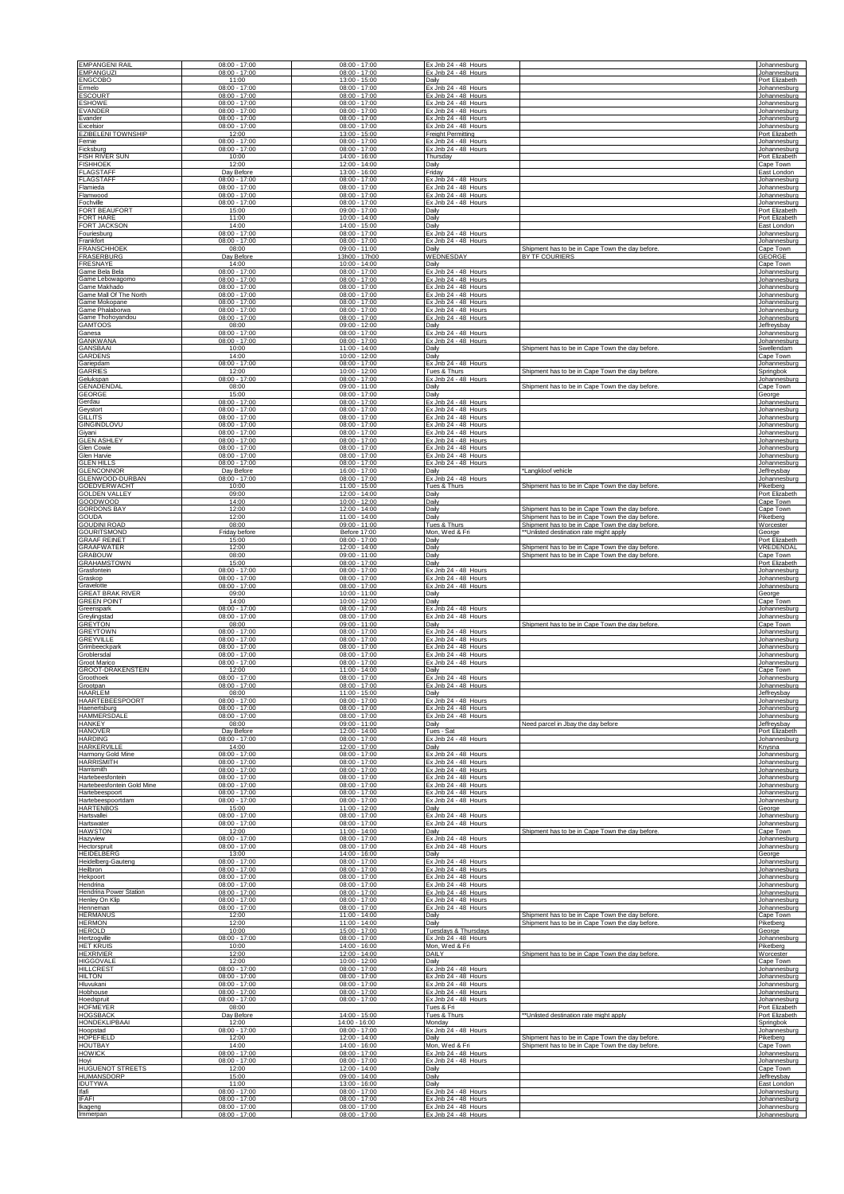| | | | | | |
|---|---|---|---|---|---|
| EMPANGENI RAIL | 08:00 - 17:00 | 08:00 - 17:00 | Ex Jnb 24 - 48 Hours | | Johannesburg |
| EMPANGUZI | 08:00 - 17:00 | 08:00 - 17:00 | Ex Jnb 24 - 48 Hours | | Johannesburg |
| ENGCOBO | 11:00 | 13:00 - 15:00 | Daily | | Port Elizabeth |
| Ermelo | 08:00 - 17:00 | 08:00 - 17:00 | Ex Jnb 24 - 48 Hours | | Johannesburg |
| ESCOURT | 08:00 - 17:00 | 08:00 - 17:00 | Ex Jnb 24 - 48 Hours | | Johannesburg |
| ESHOWE | 08:00 - 17:00 | 08:00 - 17:00 | Ex Jnb 24 - 48 Hours | | Johannesburg |
| EVANDER | 08:00 - 17:00 | 08:00 - 17:00 | Ex Jnb 24 - 48 Hours | | Johannesburg |
| Evander | 08:00 - 17:00 | 08:00 - 17:00 | Ex Jnb 24 - 48 Hours | | Johannesburg |
| Excelsior | 08:00 - 17:00 | 08:00 - 17:00 | Ex Jnb 24 - 48 Hours | | Johannesburg |
| EZIBELENI TOWNSHIP | 12:00 | 13:00 - 15:00 | Freight Permitting | | Port Elizabeth |
| Fernie | 08:00 - 17:00 | 08:00 - 17:00 | Ex Jnb 24 - 48 Hours | | Johannesburg |
| Ficksburg | 08:00 - 17:00 | 08:00 - 17:00 | Ex Jnb 24 - 48 Hours | | Johannesburg |
| FISH RIVER SUN | 10:00 | 14:00 - 16:00 | Thursday | | Port Elizabeth |
| FISHHOEK | 12:00 | 12:00 - 14:00 | Daily | | Cape Town |
| FLAGSTAFF | Day Before | 13:00 - 16:00 | Friday | | East London |
| FLAGSTAFF | 08:00 - 17:00 | 08:00 - 17:00 | Ex Jnb 24 - 48 Hours | | Johannesburg |
| Flamieda | 08:00 - 17:00 | 08:00 - 17:00 | Ex Jnb 24 - 48 Hours | | Johannesburg |
| Flamwood | 08:00 - 17:00 | 08:00 - 17:00 | Ex Jnb 24 - 48 Hours | | Johannesburg |
| Fochville | 08:00 - 17:00 | 08:00 - 17:00 | Ex Jnb 24 - 48 Hours | | Johannesburg |
| FORT BEAUFORT | 15:00 | 09:00 - 17:00 | Daily | | Port Elizabeth |
| FORT HARE | 11:00 | 10:00 - 14:00 | Daily | | Port Elizabeth |
| FORT JACKSON | 14:00 | 14:00 - 15:00 | Daily | | East London |
| Fouriesburg | 08:00 - 17:00 | 08:00 - 17:00 | Ex Jnb 24 - 48 Hours | | Johannesburg |
| Frankfort | 08:00 - 17:00 | 08:00 - 17:00 | Ex Jnb 24 - 48 Hours | | Johannesburg |
| FRANSCHHOEK | 08:00 | 09:00 - 11:00 | Daily | Shipment has to be in Cape Town the day before. | Cape Town |
| FRASERBURG | Day Before | 13h00 - 17h00 | WEDNESDAY | BY TF COURIERS | GEORGE |
| FRESNAYE | 14:00 | 10:00 - 14:00 | Daily | | Cape Town |
| Game Bela Bela | 08:00 - 17:00 | 08:00 - 17:00 | Ex Jnb 24 - 48 Hours | | Johannesburg |
| Game Lebowagomo | 08:00 - 17:00 | 08:00 - 17:00 | Ex Jnb 24 - 48 Hours | | Johannesburg |
| Game Makhado | 08:00 - 17:00 | 08:00 - 17:00 | Ex Jnb 24 - 48 Hours | | Johannesburg |
| Game Mall Of The North | 08:00 - 17:00 | 08:00 - 17:00 | Ex Jnb 24 - 48 Hours | | Johannesburg |
| Game Mokopane | 08:00 - 17:00 | 08:00 - 17:00 | Ex Jnb 24 - 48 Hours | | Johannesburg |
| Game Phalaborwa | 08:00 - 17:00 | 08:00 - 17:00 | Ex Jnb 24 - 48 Hours | | Johannesburg |
| Game Thohoyandou | 08:00 - 17:00 | 08:00 - 17:00 | Ex Jnb 24 - 48 Hours | | Johannesburg |
| GAMTOOS | 08:00 | 09:00 - 12:00 | Daily | | Jeffreysbay |
| Ganesa | 08:00 - 17:00 | 08:00 - 17:00 | Ex Jnb 24 - 48 Hours | | Johannesburg |
| GANKWANA | 08:00 - 17:00 | 08:00 - 17:00 | Ex Jnb 24 - 48 Hours | | Johannesburg |
| GANSBAAI | 10:00 | 11:00 - 14:00 | Daily | Shipment has to be in Cape Town the day before. | Swellendam |
| GARDENS | 14:00 | 10:00 - 12:00 | Daily | | Cape Town |
| Gariepdam | 08:00 - 17:00 | 08:00 - 17:00 | Ex Jnb 24 - 48 Hours | | Johannesburg |
| GARRIES | 12:00 | 10:00 - 12:00 | Tues & Thurs | Shipment has to be in Cape Town the day before. | Springbok |
| Geluksplan | 08:00 - 17:00 | 08:00 - 17:00 | Ex Jnb 24 - 48 Hours | | Johannesburg |
| GENADENDAL | 08:00 | 09:00 - 11:00 | Daily | Shipment has to be in Cape Town the day before. | Cape Town |
| GEORGE | 15:00 | 08:00 - 17:00 | Daily | | George |
| Gerdau | 08:00 - 17:00 | 08:00 - 17:00 | Ex Jnb 24 - 48 Hours | | Johannesburg |
| Geysdorp | 08:00 - 17:00 | 08:00 - 17:00 | Ex Jnb 24 - 48 Hours | | Johannesburg |
| GILLITS | 08:00 - 17:00 | 08:00 - 17:00 | Ex Jnb 24 - 48 Hours | | Johannesburg |
| GINGINDLOVU | 08:00 - 17:00 | 08:00 - 17:00 | Ex Jnb 24 - 48 Hours | | Johannesburg |
| Giyani | 08:00 - 17:00 | 08:00 - 17:00 | Ex Jnb 24 - 48 Hours | | Johannesburg |
| GLEN ASHLEY | 08:00 - 17:00 | 08:00 - 17:00 | Ex Jnb 24 - 48 Hours | | Johannesburg |
| Glen Cowie | 08:00 - 17:00 | 08:00 - 17:00 | Ex Jnb 24 - 48 Hours | | Johannesburg |
| Glen Harvie | 08:00 - 17:00 | 08:00 - 17:00 | Ex Jnb 24 - 48 Hours | | Johannesburg |
| GLEN HILLS | 08:00 - 17:00 | 08:00 - 17:00 | Ex Jnb 24 - 48 Hours | | Johannesburg |
| GLENCONNOR | Day Before | 16:00 - 17:00 | Daily | *Langkloof vehicle | Jeffreysbay |
| GLENWOOD-DURBAN | 08:00 - 17:00 | 08:00 - 17:00 | Ex Jnb 24 - 48 Hours | | Johannesburg |
| GOEDVERWACHT | 10:00 | 11:00 - 15:00 | Tues & Thurs | Shipment has to be in Cape Town the day before. | Piketberg |
| GOLDEN VALLEY | 09:00 | 12:00 - 14:00 | Daily | | Port Elizabeth |
| GOODWOOD | 14:00 | 10:00 - 12:00 | Daily | | Cape Town |
| GORDONS BAY | 12:00 | 12:00 - 14:00 | Daily | Shipment has to be in Cape Town the day before. | Cape Town |
| GOUDA | 12:00 | 11:00 - 14:00 | Daily | Shipment has to be in Cape Town the day before. | Piketberg |
| GOUDINI ROAD | 08:00 | 09:00 - 11:00 | Tues & Thurs | Shipment has to be in Cape Town the day before. | Worcester |
| GOURITSMOND | Friday before | Before 17:00 | Mon, Wed & Fri | **Unlisted destination rate might apply | George |
| GRAAF REINET | 15:00 | 08:00 - 17:00 | Daily | | Port Elizabeth |
| GRAAFWATER | 12:00 | 12:00 - 14:00 | Daily | Shipment has to be in Cape Town the day before. | VREDENDAL |
| GRABOUW | 08:00 | 09:00 - 11:00 | Daily | Shipment has to be in Cape Town the day before. | Cape Town |
| GRAHAMSTOWN | 15:00 | 08:00 - 17:00 | Daily | | Port Elizabeth |
| Grasfontein | 08:00 - 17:00 | 08:00 - 17:00 | Ex Jnb 24 - 48 Hours | | Johannesburg |
| Graskop | 08:00 - 17:00 | 08:00 - 17:00 | Ex Jnb 24 - 48 Hours | | Johannesburg |
| Gravelotte | 08:00 - 17:00 | 08:00 - 17:00 | Ex Jnb 24 - 48 Hours | | Johannesburg |
| GREAT BRAK RIVER | 09:00 | 10:00 - 11:00 | Daily | | George |
| GREEN POINT | 14:00 | 10:00 - 12:00 | Daily | | Cape Town |
| Greenspark | 08:00 - 17:00 | 08:00 - 17:00 | Ex Jnb 24 - 48 Hours | | Johannesburg |
| Greylingstad | 08:00 - 17:00 | 08:00 - 17:00 | Ex Jnb 24 - 48 Hours | | Johannesburg |
| GREYTON | 08:00 | 09:00 - 11:00 | Daily | Shipment has to be in Cape Town the day before. | Cape Town |
| GREYTOWN | 08:00 - 17:00 | 08:00 - 17:00 | Ex Jnb 24 - 48 Hours | | Johannesburg |
| GREYVILLE | 08:00 - 17:00 | 08:00 - 17:00 | Ex Jnb 24 - 48 Hours | | Johannesburg |
| Grimbeeckpark | 08:00 - 17:00 | 08:00 - 17:00 | Ex Jnb 24 - 48 Hours | | Johannesburg |
| Groblersdal | 08:00 - 17:00 | 08:00 - 17:00 | Ex Jnb 24 - 48 Hours | | Johannesburg |
| Groot Marico | 08:00 - 17:00 | 08:00 - 17:00 | Ex Jnb 24 - 48 Hours | | Johannesburg |
| GROOT-DRAKENSTEIN | 12:00 | 11:00 - 14:00 | Daily | | Cape Town |
| Groothoek | 08:00 - 17:00 | 08:00 - 17:00 | Ex Jnb 24 - 48 Hours | | Johannesburg |
| Grootpan | 08:00 - 17:00 | 08:00 - 17:00 | Ex Jnb 24 - 48 Hours | | Johannesburg |
| HAARLEM | 08:00 | 11:00 - 15:00 | Daily | | Jeffreysbay |
| HAARTEBEESPOORT | 08:00 - 17:00 | 08:00 - 17:00 | Ex Jnb 24 - 48 Hours | | Johannesburg |
| Haenertsburg | 08:00 - 17:00 | 08:00 - 17:00 | Ex Jnb 24 - 48 Hours | | Johannesburg |
| HAMMERSDALE | 08:00 - 17:00 | 08:00 - 17:00 | Ex Jnb 24 - 48 Hours | | Johannesburg |
| HANKEY | 08:00 | 09:00 - 11:00 | Daily | Need parcel in Jbay the day before | Jeffreysbay |
| HANOVER | Day Before | 12:00 - 14:00 | Tues - Sat | | Port Elizabeth |
| HARDING | 08:00 - 17:00 | 08:00 - 17:00 | Ex Jnb 24 - 48 Hours | | Johannesburg |
| HARKERVILLE | 14:00 | 12:00 - 17:00 | Daily | | Knysna |
| Harmony Gold Mine | 08:00 - 17:00 | 08:00 - 17:00 | Ex Jnb 24 - 48 Hours | | Johannesburg |
| HARRISMITH | 08:00 - 17:00 | 08:00 - 17:00 | Ex Jnb 24 - 48 Hours | | Johannesburg |
| Harrismith | 08:00 - 17:00 | 08:00 - 17:00 | Ex Jnb 24 - 48 Hours | | Johannesburg |
| Hartebeesfontein | 08:00 - 17:00 | 08:00 - 17:00 | Ex Jnb 24 - 48 Hours | | Johannesburg |
| Hartebeesfontein Gold Mine | 08:00 - 17:00 | 08:00 - 17:00 | Ex Jnb 24 - 48 Hours | | Johannesburg |
| Hartebeespoort | 08:00 - 17:00 | 08:00 - 17:00 | Ex Jnb 24 - 48 Hours | | Johannesburg |
| Hartebeespoortdam | 08:00 - 17:00 | 08:00 - 17:00 | Ex Jnb 24 - 48 Hours | | Johannesburg |
| HARTENBOS | 15:00 | 11:00 - 12:00 | Daily | | George |
| Hartsvallei | 08:00 - 17:00 | 08:00 - 17:00 | Ex Jnb 24 - 48 Hours | | Johannesburg |
| Hartswater | 08:00 - 17:00 | 08:00 - 17:00 | Ex Jnb 24 - 48 Hours | | Johannesburg |
| HAWSTON | 12:00 | 11:00 - 14:00 | Daily | Shipment has to be in Cape Town the day before. | Cape Town |
| Hazyview | 08:00 - 17:00 | 08:00 - 17:00 | Ex Jnb 24 - 48 Hours | | Johannesburg |
| Hectorspruit | 08:00 - 17:00 | 08:00 - 17:00 | Ex Jnb 24 - 48 Hours | | Johannesburg |
| HEIDELBERG | 13:00 | 14:00 - 16:00 | Daily | | George |
| Heidelberg-Gauteng | 08:00 - 17:00 | 08:00 - 17:00 | Ex Jnb 24 - 48 Hours | | Johannesburg |
| Heilbron | 08:00 - 17:00 | 08:00 - 17:00 | Ex Jnb 24 - 48 Hours | | Johannesburg |
| Hekpoort | 08:00 - 17:00 | 08:00 - 17:00 | Ex Jnb 24 - 48 Hours | | Johannesburg |
| Hendrina | 08:00 - 17:00 | 08:00 - 17:00 | Ex Jnb 24 - 48 Hours | | Johannesburg |
| Hendrina Power Station | 08:00 - 17:00 | 08:00 - 17:00 | Ex Jnb 24 - 48 Hours | | Johannesburg |
| Henley On Klip | 08:00 - 17:00 | 08:00 - 17:00 | Ex Jnb 24 - 48 Hours | | Johannesburg |
| Henneman | 08:00 - 17:00 | 08:00 - 17:00 | Ex Jnb 24 - 48 Hours | | Johannesburg |
| HERMANUS | 12:00 | 11:00 - 14:00 | Daily | Shipment has to be in Cape Town the day before. | Cape Town |
| HERMON | 12:00 | 11:00 - 14:00 | Daily | Shipment has to be in Cape Town the day before. | Piketberg |
| HEROLD | 10:00 | 15:00 - 17:00 | Tuesdays & Thursdays | | George |
| Hertzogville | 08:00 - 17:00 | 08:00 - 17:00 | Ex Jnb 24 - 48 Hours | | Johannesburg |
| HET KRUIS | 10:00 | 14:00 - 16:00 | Mon, Wed & Fri | | Piketberg |
| HEXRIVIER | 12:00 | 12:00 - 14:00 | DAILY | Shipment has to be in Cape Town the day before. | Worcester |
| HIGGOVALE | 12:00 | 10:00 - 12:00 | Daily | | Cape Town |
| HILLCREST | 08:00 - 17:00 | 08:00 - 17:00 | Ex Jnb 24 - 48 Hours | | Johannesburg |
| HILTON | 08:00 - 17:00 | 08:00 - 17:00 | Ex Jnb 24 - 48 Hours | | Johannesburg |
| Hluvukani | 08:00 - 17:00 | 08:00 - 17:00 | Ex Jnb 24 - 48 Hours | | Johannesburg |
| Hobhouse | 08:00 - 17:00 | 08:00 - 17:00 | Ex Jnb 24 - 48 Hours | | Johannesburg |
| Hoedspruit | 08:00 - 17:00 | 08:00 - 17:00 | Ex Jnb 24 - 48 Hours | | Johannesburg |
| HOFMEYER | 08:00 | | Tues & Fri | | Port Elizabeth |
| HOGSBACK | Day Before | 14:00 - 15:00 | Tues & Thurs | **Unlisted destination rate might apply | Port Elizabeth |
| HONDEKLIPBAAI | 12:00 | 14:00 - 16:00 | Monday | | Springbok |
| Hoopstad | 08:00 - 17:00 | 08:00 - 17:00 | Ex Jnb 24 - 48 Hours | | Johannesburg |
| HOPEFIELD | 12:00 | 12:00 - 14:00 | Daily | Shipment has to be in Cape Town the day before. | Piketberg |
| HOUTBAY | 14:00 | 14:00 - 16:00 | Mon, Wed & Fri | Shipment has to be in Cape Town the day before. | Cape Town |
| HOWICK | 08:00 - 17:00 | 08:00 - 17:00 | Ex Jnb 24 - 48 Hours | | Johannesburg |
| Hoyi | 08:00 - 17:00 | 08:00 - 17:00 | Ex Jnb 24 - 48 Hours | | Johannesburg |
| HUGUENOT STREETS | 12:00 | 12:00 - 14:00 | Daily | | Cape Town |
| HUMANSDORP | 15:00 | 09:00 - 14:00 | Daily | | Jeffreysbay |
| IDUTYWA | 11:00 | 13:00 - 16:00 | Daily | | East London |
| Ifafi | 08:00 - 17:00 | 08:00 - 17:00 | Ex Jnb 24 - 48 Hours | | Johannesburg |
| IFAFI | 08:00 - 17:00 | 08:00 - 17:00 | Ex Jnb 24 - 48 Hours | | Johannesburg |
| Ikageng | 08:00 - 17:00 | 08:00 - 17:00 | Ex Jnb 24 - 48 Hours | | Johannesburg |
| Immerpan | 08:00 - 17:00 | 08:00 - 17:00 | Ex Jnb 24 - 48 Hours | | Johannesburg |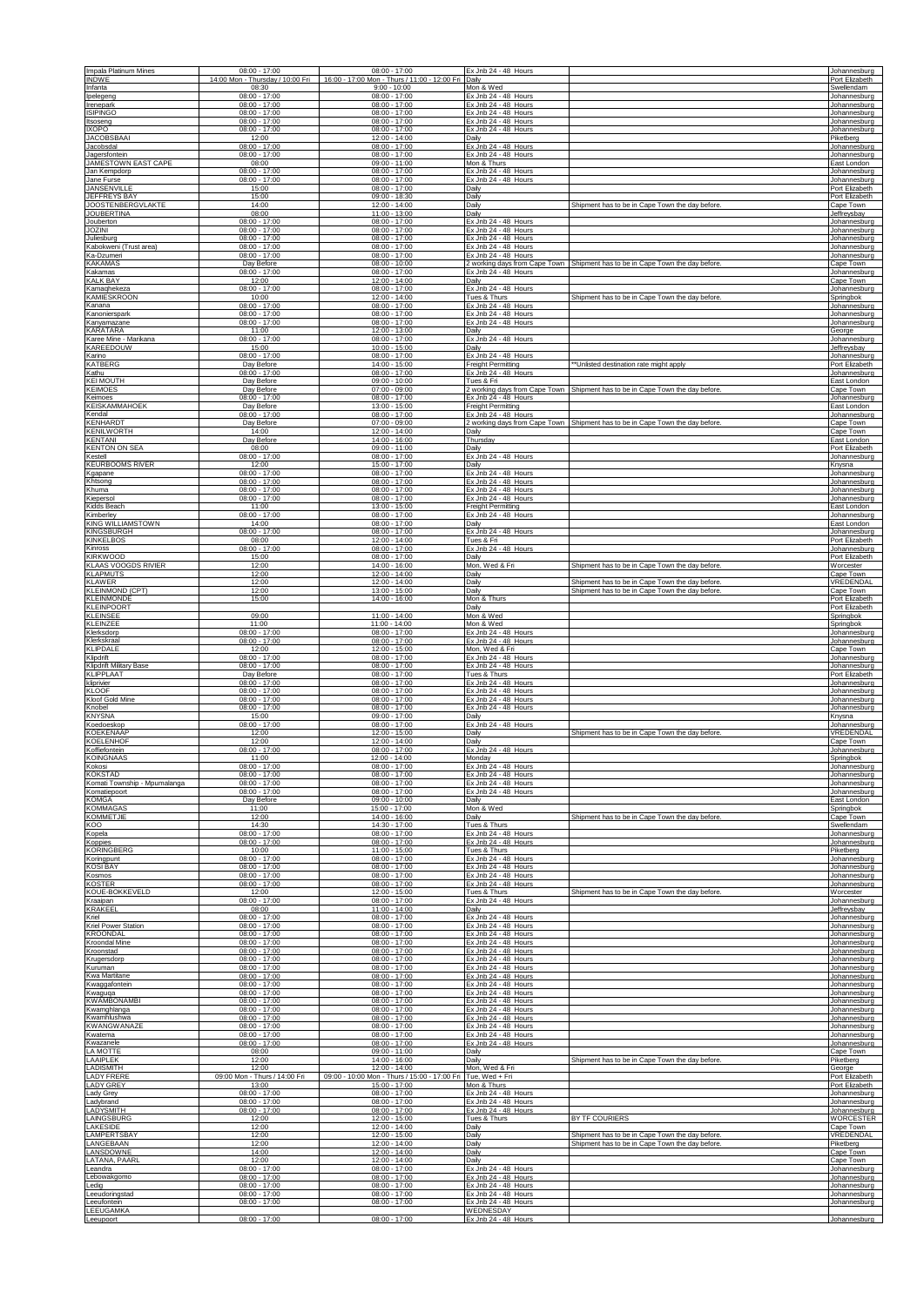| | | | | | |
|---|---|---|---|---|---|
| Impala Platinum Mines | 08:00 - 17:00 | 08:00 - 17:00 | Ex Jnb 24 - 48 Hours | | Johannesburg |
| INDWE | 14:00 Mon - Thursday / 10:00 Fri | 16:00 - 17:00 Mon - Thurs / 11:00 - 12:00 Fri | Daily | | Port Elizabeth |
| Infanta | 08:30 | 9:00 - 10:00 | Mon & Wed | | Swellendam |
| Ipelegeng | 08:00 - 17:00 | 08:00 - 17:00 | Ex Jnb 24 - 48 Hours | | Johannesburg |
| Irenepark | 08:00 - 17:00 | 08:00 - 17:00 | Ex Jnb 24 - 48 Hours | | Johannesburg |
| ISIPINGO | 08:00 - 17:00 | 08:00 - 17:00 | Ex Jnb 24 - 48 Hours | | Johannesburg |
| Itsoseng | 08:00 - 17:00 | 08:00 - 17:00 | Ex Jnb 24 - 48 Hours | | Johannesburg |
| IXOPO | 08:00 - 17:00 | 08:00 - 17:00 | Ex Jnb 24 - 48 Hours | | Johannesburg |
| JACOBSBAAI | 12:00 | 12:00 - 14:00 | Daily | | Piketberg |
| Jacobsdal | 08:00 - 17:00 | 08:00 - 17:00 | Ex Jnb 24 - 48 Hours | | Johannesburg |
| Jagersfontein | 08:00 - 17:00 | 08:00 - 17:00 | Ex Jnb 24 - 48 Hours | | Johannesburg |
| JAMESTOWN EAST CAPE | 08:00 | 09:00 - 11:00 | Mon & Thurs | | East London |
| Jan Kempdorp | 08:00 - 17:00 | 08:00 - 17:00 | Ex Jnb 24 - 48 Hours | | Johannesburg |
| Jane Furse | 08:00 - 17:00 | 08:00 - 17:00 | Ex Jnb 24 - 48 Hours | | Johannesburg |
| JANSENVILLE | 15:00 | 08:00 - 17:00 | Daily | | Port Elizabeth |
| JEFFREYS BAY | 15:00 | 09:00 - 18:30 | Daily | | Port Elizabeth |
| JOOSTENBERGVLAKTE | 14:00 | 12:00 - 14:00 | Daily | Shipment has to be in Cape Town the day before. | Cape Town |
| JOUBERTINA | 08:00 | 11:00 - 13:00 | Daily | | Jeffreysbay |
| Jouberton | 08:00 - 17:00 | 08:00 - 17:00 | Ex Jnb 24 - 48 Hours | | Johannesburg |
| JOZINI | 08:00 - 17:00 | 08:00 - 17:00 | Ex Jnb 24 - 48 Hours | | Johannesburg |
| Juliesburg | 08:00 - 17:00 | 08:00 - 17:00 | Ex Jnb 24 - 48 Hours | | Johannesburg |
| Kabokweni (Trust area) | 08:00 - 17:00 | 08:00 - 17:00 | Ex Jnb 24 - 48 Hours | | Johannesburg |
| Ka-Dzumeri | 08:00 - 17:00 | 08:00 - 17:00 | Ex Jnb 24 - 48 Hours | | Johannesburg |
| KAKAMAS | Day Before | 08:00 - 10:00 | 2 working days from Cape Town | Shipment has to be in Cape Town the day before. | Cape Town |
| Kakamas | 08:00 - 17:00 | 08:00 - 17:00 | Ex Jnb 24 - 48 Hours | | Johannesburg |
| KALK BAY | 12:00 | 12:00 - 14:00 | Daily | | Cape Town |
| Kamaqhekeza | 08:00 - 17:00 | 08:00 - 17:00 | Ex Jnb 24 - 48 Hours | | Johannesburg |
| KAMIESKROON | 10:00 | 12:00 - 14:00 | Tues & Thurs | Shipment has to be in Cape Town the day before. | Springbok |
| Kanana | 08:00 - 17:00 | 08:00 - 17:00 | Ex Jnb 24 - 48 Hours | | Johannesburg |
| Kanonierspark | 08:00 - 17:00 | 08:00 - 17:00 | Ex Jnb 24 - 48 Hours | | Johannesburg |
| Kanyamazane | 08:00 - 17:00 | 08:00 - 17:00 | Ex Jnb 24 - 48 Hours | | Johannesburg |
| KARATARA | 11:00 | 12:00 - 13:00 | Daily | | George |
| Karee Mine - Marikana | 08:00 - 17:00 | 08:00 - 17:00 | Ex Jnb 24 - 48 Hours | | Johannesburg |
| KAREEDOUW | 15:00 | 10:00 - 15:00 | Daily | | Jeffreysbay |
| Karino | 08:00 - 17:00 | 08:00 - 17:00 | Ex Jnb 24 - 48 Hours | | Johannesburg |
| KATBERG | Day Before | 14:00 - 15:00 | Freight Permitting | **Unlisted destination rate might apply | Port Elizabeth |
| Kathu | 08:00 - 17:00 | 08:00 - 17:00 | Ex Jnb 24 - 48 Hours | | Johannesburg |
| KEI MOUTH | Day Before | 09:00 - 10:00 | Tues & Fri | | East London |
| KEIMOES | Day Before | 07:00 - 09:00 | 2 working days from Cape Town | Shipment has to be in Cape Town the day before. | Cape Town |
| Keimoes | 08:00 - 17:00 | 08:00 - 17:00 | Ex Jnb 24 - 48 Hours | | Johannesburg |
| KEISKAMMAHOEK | Day Before | 13:00 - 15:00 | Freight Permitting | | East London |
| Kendal | 08:00 - 17:00 | 08:00 - 17:00 | Ex Jnb 24 - 48 Hours | | Johannesburg |
| KENHARDT | Day Before | 07:00 - 09:00 | 2 working days from Cape Town | Shipment has to be in Cape Town the day before. | Cape Town |
| KENILWORTH | 14:00 | 12:00 - 14:00 | Daily | | Cape Town |
| KENTANI | Day Before | 14:00 - 16:00 | Thursday | | East London |
| KENTON ON SEA | 08:00 | 09:00 - 11:00 | Daily | | Port Elizabeth |
| Kestell | 08:00 - 17:00 | 08:00 - 17:00 | Ex Jnb 24 - 48 Hours | | Johannesburg |
| KEURBOOMS RIVER | 12:00 | 15:00 - 17:00 | Daily | | Knysna |
| Kgapane | 08:00 - 17:00 | 08:00 - 17:00 | Ex Jnb 24 - 48 Hours | | Johannesburg |
| Khtsong | 08:00 - 17:00 | 08:00 - 17:00 | Ex Jnb 24 - 48 Hours | | Johannesburg |
| Khuma | 08:00 - 17:00 | 08:00 - 17:00 | Ex Jnb 24 - 48 Hours | | Johannesburg |
| Kiepersol | 08:00 - 17:00 | 08:00 - 17:00 | Ex Jnb 24 - 48 Hours | | Johannesburg |
| Kidds Beach | 11:00 | 13:00 - 15:00 | Freight Permitting | | East London |
| Kimberley | 08:00 - 17:00 | 08:00 - 17:00 | Ex Jnb 24 - 48 Hours | | Johannesburg |
| KING WILLIAMSTOWN | 14:00 | 08:00 - 17:00 | Daily | | East London |
| KINGSBURGH | 08:00 - 17:00 | 08:00 - 17:00 | Ex Jnb 24 - 48 Hours | | Johannesburg |
| KINKELBOS | 08:00 | 12:00 - 14:00 | Tues & Fri | | Port Elizabeth |
| Kinross | 08:00 - 17:00 | 08:00 - 17:00 | Ex Jnb 24 - 48 Hours | | Johannesburg |
| KIRKWOOD | 15:00 | 08:00 - 17:00 | Daily | | Port Elizabeth |
| KLAAS VOOGDS RIVIER | 12:00 | 14:00 - 16:00 | Mon, Wed & Fri | Shipment has to be in Cape Town the day before. | Worcester |
| KLAPMUTS | 12:00 | 12:00 - 14:00 | Daily | | Cape Town |
| KLAWER | 12:00 | 12:00 - 14:00 | Daily | Shipment has to be in Cape Town the day before. | VREDENDAL |
| KLEINMOND (CPT) | 12:00 | 13:00 - 15:00 | Daily | Shipment has to be in Cape Town the day before. | Cape Town |
| KLEINMONDE | 15:00 | 14:00 - 16:00 | Mon & Thurs | | Port Elizabeth |
| KLEINPOORT | | | Daily | | Port Elizabeth |
| KLEINSEE | 09:00 | 11:00 - 14:00 | Mon & Wed | | Springbok |
| KLEINZEE | 11:00 | 11:00 - 14:00 | Mon & Wed | | Springbok |
| Klerksdorp | 08:00 - 17:00 | 08:00 - 17:00 | Ex Jnb 24 - 48 Hours | | Johannesburg |
| Klerkskraal | 08:00 - 17:00 | 08:00 - 17:00 | Ex Jnb 24 - 48 Hours | | Johannesburg |
| KLIPDALE | 12:00 | 12:00 - 15:00 | Mon, Wed & Fri | | Cape Town |
| Klipdrift | 08:00 - 17:00 | 08:00 - 17:00 | Ex Jnb 24 - 48 Hours | | Johannesburg |
| Klipdrift Military Base | 08:00 - 17:00 | 08:00 - 17:00 | Ex Jnb 24 - 48 Hours | | Johannesburg |
| KLIPPLAAT | Day Before | 08:00 - 17:00 | Tues & Thurs | | Port Elizabeth |
| Kliprivier | 08:00 - 17:00 | 08:00 - 17:00 | Ex Jnb 24 - 48 Hours | | Johannesburg |
| KLOOF | 08:00 - 17:00 | 08:00 - 17:00 | Ex Jnb 24 - 48 Hours | | Johannesburg |
| Kloof Gold Mine | 08:00 - 17:00 | 08:00 - 17:00 | Ex Jnb 24 - 48 Hours | | Johannesburg |
| Knobel | 08:00 - 17:00 | 08:00 - 17:00 | Ex Jnb 24 - 48 Hours | | Johannesburg |
| KNYSNA | 15:00 | 09:00 - 17:00 | Daily | | Knysna |
| Koedoeskop | 08:00 - 17:00 | 08:00 - 17:00 | Ex Jnb 24 - 48 Hours | | Johannesburg |
| KOEKENAAP | 12:00 | 12:00 - 15:00 | Daily | Shipment has to be in Cape Town the day before. | VREDENDAL |
| KOELENHOF | 12:00 | 12:00 - 14:00 | Daily | | Cape Town |
| Koffiefontein | 08:00 - 17:00 | 08:00 - 17:00 | Ex Jnb 24 - 48 Hours | | Johannesburg |
| KOINGNAAS | 11:00 | 12:00 - 14:00 | Monday | | Springbok |
| Kokosi | 08:00 - 17:00 | 08:00 - 17:00 | Ex Jnb 24 - 48 Hours | | Johannesburg |
| KOKSTAD | 08:00 - 17:00 | 08:00 - 17:00 | Ex Jnb 24 - 48 Hours | | Johannesburg |
| Komati Township - Mpumalanga | 08:00 - 17:00 | 08:00 - 17:00 | Ex Jnb 24 - 48 Hours | | Johannesburg |
| Komatiepoort | 08:00 - 17:00 | 08:00 - 17:00 | Ex Jnb 24 - 48 Hours | | Johannesburg |
| KOMGA | Day Before | 09:00 - 10:00 | Daily | | East London |
| KOMMAGAS | 11:00 | 15:00 - 17:00 | Mon & Wed | | Springbok |
| KOMMETJIE | 12:00 | 14:00 - 16:00 | Daily | Shipment has to be in Cape Town the day before. | Cape Town |
| KOO | 14:30 | 14:30 - 17:00 | Tues & Thurs | | Swellendam |
| Kopela | 08:00 - 17:00 | 08:00 - 17:00 | Ex Jnb 24 - 48 Hours | | Johannesburg |
| Koppies | 08:00 - 17:00 | 08:00 - 17:00 | Ex Jnb 24 - 48 Hours | | Johannesburg |
| KORINGBERG | 10:00 | 11:00 - 15:00 | Tues & Thurs | | Piketberg |
| Koringpunt | 08:00 - 17:00 | 08:00 - 17:00 | Ex Jnb 24 - 48 Hours | | Johannesburg |
| KOSI BAY | 08:00 - 17:00 | 08:00 - 17:00 | Ex Jnb 24 - 48 Hours | | Johannesburg |
| Kosmos | 08:00 - 17:00 | 08:00 - 17:00 | Ex Jnb 24 - 48 Hours | | Johannesburg |
| KOSTER | 08:00 - 17:00 | 08:00 - 17:00 | Ex Jnb 24 - 48 Hours | | Johannesburg |
| KOUE-BOKKEVELD | 12:00 | 12:00 - 15:00 | Tues & Thurs | Shipment has to be in Cape Town the day before. | Worcester |
| Kraaipan | 08:00 - 17:00 | 08:00 - 17:00 | Ex Jnb 24 - 48 Hours | | Johannesburg |
| KRAKEEL | 08:00 | 11:00 - 14:00 | Daily | | Jeffreysbay |
| Kriel | 08:00 - 17:00 | 08:00 - 17:00 | Ex Jnb 24 - 48 Hours | | Johannesburg |
| Kriel Power Station | 08:00 - 17:00 | 08:00 - 17:00 | Ex Jnb 24 - 48 Hours | | Johannesburg |
| KROONDAL | 08:00 - 17:00 | 08:00 - 17:00 | Ex Jnb 24 - 48 Hours | | Johannesburg |
| Kroondal Mine | 08:00 - 17:00 | 08:00 - 17:00 | Ex Jnb 24 - 48 Hours | | Johannesburg |
| Kroonstad | 08:00 - 17:00 | 08:00 - 17:00 | Ex Jnb 24 - 48 Hours | | Johannesburg |
| Krugersdorp | 08:00 - 17:00 | 08:00 - 17:00 | Ex Jnb 24 - 48 Hours | | Johannesburg |
| Kuruman | 08:00 - 17:00 | 08:00 - 17:00 | Ex Jnb 24 - 48 Hours | | Johannesburg |
| Kwa Mbitane | 08:00 - 17:00 | 08:00 - 17:00 | Ex Jnb 24 - 48 Hours | | Johannesburg |
| Kwaggafontein | 08:00 - 17:00 | 08:00 - 17:00 | Ex Jnb 24 - 48 Hours | | Johannesburg |
| Kwaguqa | 08:00 - 17:00 | 08:00 - 17:00 | Ex Jnb 24 - 48 Hours | | Johannesburg |
| KWAMBONAMBI | 08:00 - 17:00 | 08:00 - 17:00 | Ex Jnb 24 - 48 Hours | | Johannesburg |
| Kwamhlanga | 08:00 - 17:00 | 08:00 - 17:00 | Ex Jnb 24 - 48 Hours | | Johannesburg |
| Kwamhlushwa | 08:00 - 17:00 | 08:00 - 17:00 | Ex Jnb 24 - 48 Hours | | Johannesburg |
| KWANGWANAZE | 08:00 - 17:00 | 08:00 - 17:00 | Ex Jnb 24 - 48 Hours | | Johannesburg |
| Kwatema | 08:00 - 17:00 | 08:00 - 17:00 | Ex Jnb 24 - 48 Hours | | Johannesburg |
| Kwazanele | 08:00 - 17:00 | 08:00 - 17:00 | Ex Jnb 24 - 48 Hours | | Johannesburg |
| LA MOTTE | 08:00 | 09:00 - 11:00 | Daily | | Cape Town |
| LAAIPLEK | 12:00 | 14:00 - 16:00 | Daily | Shipment has to be in Cape Town the day before. | Piketberg |
| LADISMITH | 12:00 | 12:00 - 14:00 | Mon, Wed & Fri | | George |
| LADY FRERE | 09:00 Mon - Thurs / 14:00 Fri | 09:00 - 10:00 Mon - Thurs / 15:00 - 17:00 Fri | Tue, Wed + Fri | | Port Elizabeth |
| LADY GREY | 13:00 | 15:00 - 17:00 | Mon & Thurs | | Port Elizabeth |
| Lady Grey | 08:00 - 17:00 | 08:00 - 17:00 | Ex Jnb 24 - 48 Hours | | Johannesburg |
| Ladybrand | 08:00 - 17:00 | 08:00 - 17:00 | Ex Jnb 24 - 48 Hours | | Johannesburg |
| LADYSMITH | 08:00 - 17:00 | 08:00 - 17:00 | Ex Jnb 24 - 48 Hours | | Johannesburg |
| LAINGSBURG | 12:00 | 12:00 - 15:00 | Tues & Thurs | BY TF COURIERS | WORCESTER |
| LAKESIDE | 12:00 | 12:00 - 14:00 | Daily | | Cape Town |
| LAMPERTSBAY | 12:00 | 12:00 - 15:00 | Daily | Shipment has to be in Cape Town the day before. | VREDENDAL |
| LANGEBAAN | 12:00 | 12:00 - 14:00 | Daily | Shipment has to be in Cape Town the day before. | Piketberg |
| LANSDOWNE | 14:00 | 12:00 - 14:00 | Daily | | Cape Town |
| LATANA, PAARL | 12:00 | 12:00 - 14:00 | Daily | | Cape Town |
| Leandra | 08:00 - 17:00 | 08:00 - 17:00 | Ex Jnb 24 - 48 Hours | | Johannesburg |
| Lebowakgomo | 08:00 - 17:00 | 08:00 - 17:00 | Ex Jnb 24 - 48 Hours | | Johannesburg |
| Ledig | 08:00 - 17:00 | 08:00 - 17:00 | Ex Jnb 24 - 48 Hours | | Johannesburg |
| Leeudoringstad | 08:00 - 17:00 | 08:00 - 17:00 | Ex Jnb 24 - 48 Hours | | Johannesburg |
| Leeufontein | 08:00 - 17:00 | 08:00 - 17:00 | Ex Jnb 24 - 48 Hours | | Johannesburg |
| LEEUGAMKA | | | WEDNESDAY | | |
| Leeupoort | 08:00 - 17:00 | 08:00 - 17:00 | Ex Jnb 24 - 48 Hours | | Johannesburg |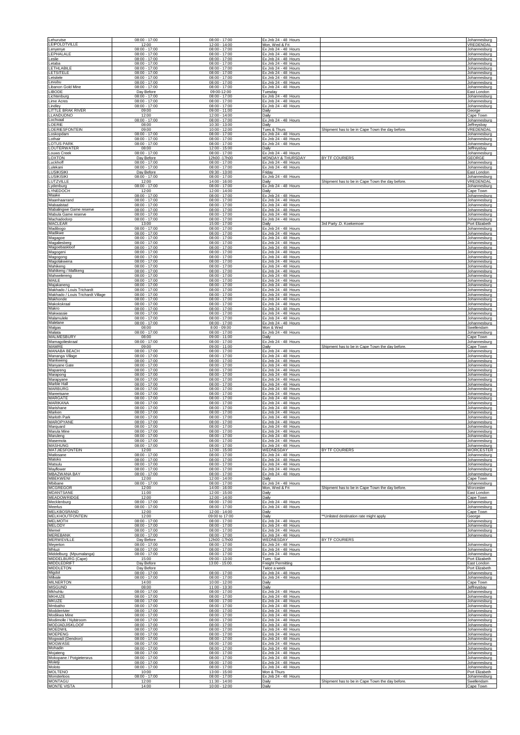| | | | | | |
|---|---|---|---|---|---|
| Lehurutse | 08:00 - 17:00 | 08:00 - 17:00 | Ex Jnb 24 - 48 Hours | | Johannesburg |
| LEIPOLDTVILLE | 12:00 | 12:00 - 14:00 | Mon, Wed & Fri | | VREDENDAL |
| Lenyenye | 08:00 - 17:00 | 08:00 - 17:00 | Ex Jnb 24 - 48 Hours | | Johannesburg |
| LEPHALALE | 08:00 - 17:00 | 08:00 - 17:00 | Ex Jnb 24 - 48 Hours | | Johannesburg |
| Leslie | 08:00 - 17:00 | 08:00 - 17:00 | Ex Jnb 24 - 48 Hours | | Johannesburg |
| Letaba | 08:00 - 17:00 | 08:00 - 17:00 | Ex Jnb 24 - 48 Hours | | Johannesburg |
| LETHLABILE | 08:00 - 17:00 | 08:00 - 17:00 | Ex Jnb 24 - 48 Hours | | Johannesburg |
| LETSITELE | 08:00 - 17:00 | 08:00 - 17:00 | Ex Jnb 24 - 48 Hours | | Johannesburg |
| Letsitele | 08:00 - 17:00 | 08:00 - 17:00 | Ex Jnb 24 - 48 Hours | | Johannesburg |
| Levubu | 08:00 - 17:00 | 08:00 - 17:00 | Ex Jnb 24 - 48 Hours | | Johannesburg |
| Libanon Gold Mine | 08:00 - 17:00 | 08:00 - 17:00 | Ex Jnb 24 - 48 Hours | | Johannesburg |
| LIBODE | Day Before | 09:00-12:00 | Tuesday | | East London |
| Lichtenburg | 08:00 - 17:00 | 08:00 - 17:00 | Ex Jnb 24 - 48 Hours | | Johannesburg |
| Lime Acres | 08:00 - 17:00 | 08:00 - 17:00 | Ex Jnb 24 - 48 Hours | | Johannesburg |
| Lindley | 08:00 - 17:00 | 08:00 - 17:00 | Ex Jnb 24 - 48 Hours | | Johannesburg |
| LITTLE BRAK RIVER | 09:00 | 09:00 - 11:00 | Daily | | George |
| LLANDUDNO | 12:00 | 12:00 - 14:00 | Daily | | Cape Town |
| Lochvaal | 08:00 - 17:00 | 08:00 - 17:00 | Ex Jnb 24 - 48 Hours | | Johannesburg |
| LOERIE | 08:00 | 10:30 - 13:00 | Daily | | Jeffreysbay |
| LOERIESFONTEIN | 09:00 | 10:00 - 12:00 | Tues & Thurs | Shipment has to be in Cape Town the day before. | VREDENDAL |
| Loskopdam | 08:00 - 17:00 | 08:00 - 17:00 | Ex Jnb 24 - 48 Hours | | Johannesburg |
| Lothair | 08:00 - 17:00 | 08:00 - 17:00 | Ex Jnb 24 - 48 Hours | | Johannesburg |
| LOTUS PARK | 08:00 - 17:00 | 08:00 - 17:00 | Ex Jnb 24 - 48 Hours | | Johannesburg |
| LOUTERWATER | 08:00 | 12:00 - 15:00 | Daily | | Jeffreysbay |
| Louws Creek | 08:00 - 17:00 | 08:00 - 17:00 | Ex Jnb 24 - 48 Hours | | Johannesburg |
| LOXTON | Day Before | 12h00 -17h00 | MONDAY & THURSDAY | BY TF COURIERS | GEORGE |
| Luckhoff | 08:00 - 17:00 | 08:00 - 17:00 | Ex Jnb 24 - 48 Hours | | Johannesburg |
| Lulekani | 08:00 - 17:00 | 08:00 - 17:00 | Ex Jnb 24 - 48 Hours | | Johannesburg |
| LUSIKISIKI | Day Before | 09:30 - 13:00 | Friday | | East London |
| LUSIKISIKI | 08:00 - 17:00 | 08:00 - 17:00 | Ex Jnb 24 - 48 Hours | | Johannesburg |
| LUTZVILLE | 12:00 | 14:00 - 16:00 | Daily | Shipment has to be in Cape Town the day before. | VREDENDAL |
| Lydenburg | 08:00 - 17:00 | 08:00 - 17:00 | Ex Jnb 24 - 48 Hours | | Johannesburg |
| LYNEDOCH | 12:00 | 12:00 - 14:00 | Daily | | Cape Town |
| Maake | 08:00 - 17:00 | 08:00 - 17:00 | Ex Jnb 24 - 48 Hours | | Johannesburg |
| Maanhaarrand | 08:00 - 17:00 | 08:00 - 17:00 | Ex Jnb 24 - 48 Hours | | Johannesburg |
| Mabaalstad | 08:00 - 17:00 | 08:00 - 17:00 | Ex Jnb 24 - 48 Hours | | Johannesburg |
| Mabalingwe Game reserve | 08:00 - 17:00 | 08:00 - 17:00 | Ex Jnb 24 - 48 Hours | | Johannesburg |
| Mabula Game reserve | 08:00 - 17:00 | 08:00 - 17:00 | Ex Jnb 24 - 48 Hours | | Johannesburg |
| Machadodorp | 08:00 - 17:00 | 08:00 - 17:00 | Ex Jnb 24 - 48 Hours | | Johannesburg |
| MACLEAR | 13:00 | 15:00 - 17:00 | Daily | 3rd Party .D. Koekemoer | Port Elizabeth |
| Madibogo | 08:00 - 17:00 | 08:00 - 17:00 | Ex Jnb 24 - 48 Hours | | Johannesburg |
| Madikwe | 08:00 - 17:00 | 08:00 - 17:00 | Ex Jnb 24 - 48 Hours | | Johannesburg |
| Magagoe | 08:00 - 17:00 | 08:00 - 17:00 | Ex Jnb 24 - 48 Hours | | Johannesburg |
| Magaliesberg | 08:00 - 17:00 | 08:00 - 17:00 | Ex Jnb 24 - 48 Hours | | Johannesburg |
| Magoebaskloof | 08:00 - 17:00 | 08:00 - 17:00 | Ex Jnb 24 - 48 Hours | | Johannesburg |
| Magogeni | 08:00 - 17:00 | 08:00 - 17:00 | Ex Jnb 24 - 48 Hours | | Johannesburg |
| Magogong | 08:00 - 17:00 | 08:00 - 17:00 | Ex Jnb 24 - 48 Hours | | Johannesburg |
| Magolakwena | 08:00 - 17:00 | 08:00 - 17:00 | Ex Jnb 24 - 48 Hours | | Johannesburg |
| Mahikeng | 08:00 - 17:00 | 08:00 - 17:00 | Ex Jnb 24 - 48 Hours | | Johannesburg |
| Mahikeng / Mafikeng | 08:00 - 17:00 | 08:00 - 17:00 | Ex Jnb 24 - 48 Hours | | Johannesburg |
| Mahwelereng | 08:00 - 17:00 | 08:00 - 17:00 | Ex Jnb 24 - 48 Hours | | Johannesburg |
| MAILE | 08:00 - 17:00 | 08:00 - 17:00 | Ex Jnb 24 - 48 Hours | | Johannesburg |
| Majakaneng | 08:00 - 17:00 | 08:00 - 17:00 | Ex Jnb 24 - 48 Hours | | Johannesburg |
| Makhado / Louis Trichardt | 08:00 - 17:00 | 08:00 - 17:00 | Ex Jnb 24 - 48 Hours | | Johannesburg |
| Makhado / Louis Trichardt Village | 08:00 - 17:00 | 08:00 - 17:00 | Ex Jnb 24 - 48 Hours | | Johannesburg |
| Makhonde | 08:00 - 17:00 | 08:00 - 17:00 | Ex Jnb 24 - 48 Hours | | Johannesburg |
| Makokskraal | 08:00 - 17:00 | 08:00 - 17:00 | Ex Jnb 24 - 48 Hours | | Johannesburg |
| Makro | 08:00 - 17:00 | 08:00 - 17:00 | Ex Jnb 24 - 48 Hours | | Johannesburg |
| Makwassie | 08:00 - 17:00 | 08:00 - 17:00 | Ex Jnb 24 - 48 Hours | | Johannesburg |
| Malamulele | 08:00 - 17:00 | 08:00 - 17:00 | Ex Jnb 24 - 48 Hours | | Johannesburg |
| Malelane | 08:00 - 17:00 | 08:00 - 17:00 | Ex Jnb 24 - 48 Hours | | Johannesburg |
| Malgas | 08:00 | 8:00 - 09:00 | Mon & Wed | | Swellendam |
| Maliata | 08:00 - 17:00 | 08:00 - 17:00 | Ex Jnb 24 - 48 Hours | | Johannesburg |
| MALMESBURY | 08:00 | 09:00 - 11:00 | Daily | | Cape Town |
| Mamagolieskraal | 08:00 - 17:00 | 08:00 - 17:00 | Ex Jnb 24 - 48 Hours | | Johannesburg |
| MAMRE | 09:00 | 09:00 - 11:00 | Daily | Shipment has to be in Cape Town the day before. | Cape Town |
| MANABA BEACH | 08:00 - 17:00 | 08:00 - 17:00 | Ex Jnb 24 - 48 Hours | | Johannesburg |
| Mananga Village | 08:00 - 17:00 | 08:00 - 17:00 | Ex Jnb 24 - 48 Hours | | Johannesburg |
| Mankweng | 08:00 - 17:00 | 08:00 - 17:00 | Ex Jnb 24 - 48 Hours | | Johannesburg |
| Manyane Gate | 08:00 - 17:00 | 08:00 - 17:00 | Ex Jnb 24 - 48 Hours | | Johannesburg |
| Mapareng | 08:00 - 17:00 | 08:00 - 17:00 | Ex Jnb 24 - 48 Hours | | Johannesburg |
| Marapong | 08:00 - 17:00 | 08:00 - 17:00 | Ex Jnb 24 - 48 Hours | | Johannesburg |
| Marapyane | 08:00 - 17:00 | 08:00 - 17:00 | Ex Jnb 24 - 48 Hours | | Johannesburg |
| Marble Hall | 08:00 - 17:00 | 08:00 - 17:00 | Ex Jnb 24 - 48 Hours | | Johannesburg |
| MARBURG | 08:00 - 17:00 | 08:00 - 17:00 | Ex Jnb 24 - 48 Hours | | Johannesburg |
| Mareetsane | 08:00 - 17:00 | 08:00 - 17:00 | Ex Jnb 24 - 48 Hours | | Johannesburg |
| MARGATE | 08:00 - 17:00 | 08:00 - 17:00 | Ex Jnb 24 - 48 Hours | | Johannesburg |
| MARIKANA | 08:00 - 17:00 | 08:00 - 17:00 | Ex Jnb 24 - 48 Hours | | Johannesburg |
| Marishane | 08:00 - 17:00 | 08:00 - 17:00 | Ex Jnb 24 - 48 Hours | | Johannesburg |
| Marken | 08:00 - 17:00 | 08:00 - 17:00 | Ex Jnb 24 - 48 Hours | | Johannesburg |
| Marloth Park | 08:00 - 17:00 | 08:00 - 17:00 | Ex Jnb 24 - 48 Hours | | Johannesburg |
| MAROPYANE | 08:00 - 17:00 | 08:00 - 17:00 | Ex Jnb 24 - 48 Hours | | Johannesburg |
| Marquard | 08:00 - 17:00 | 08:00 - 17:00 | Ex Jnb 24 - 48 Hours | | Johannesburg |
| Marula Mine | 08:00 - 17:00 | 08:00 - 17:00 | Ex Jnb 24 - 48 Hours | | Johannesburg |
| Maruleng | 08:00 - 17:00 | 08:00 - 17:00 | Ex Jnb 24 - 48 Hours | | Johannesburg |
| Masemola | 08:00 - 17:00 | 08:00 - 17:00 | Ex Jnb 24 - 48 Hours | | Johannesburg |
| MASHUNG | 08:00 - 17:00 | 08:00 - 17:00 | Ex Jnb 24 - 48 Hours | | Johannesburg |
| MATJIESFONTEIN | 12:00 | 12:00 - 15:00 | WEDNESDAY | BY TF COURIERS | WORCESTER |
| Matlosane | 08:00 - 17:00 | 08:00 - 17:00 | Ex Jnb 24 - 48 Hours | | Johannesburg |
| Matoks | 08:00 - 17:00 | 08:00 - 17:00 | Ex Jnb 24 - 48 Hours | | Johannesburg |
| Matsulu | 08:00 - 17:00 | 08:00 - 17:00 | Ex Jnb 24 - 48 Hours | | Johannesburg |
| Mayflower | 08:00 - 17:00 | 08:00 - 17:00 | Ex Jnb 24 - 48 Hours | | Johannesburg |
| MBAZWANA BAY | 08:00 - 17:00 | 08:00 - 17:00 | Ex Jnb 24 - 48 Hours | | Johannesburg |
| MBEKWENI | 12:00 | 12:00 - 14:00 | Daily | | Cape Town |
| Mbibane | 08:00 - 17:00 | 08:00 - 17:00 | Ex Jnb 24 - 48 Hours | | Johannesburg |
| MCGREGOR | 12:00 | 14:00 - 16:00 | Mon, Wed & Fri | Shipment has to be in Cape Town the day before. | Worcester |
| MDANTSANE | 11:00 | 12:00 - 15:00 | Daily | | East London |
| MEADOWRIDGE | 12:00 | 12:00 - 14:00 | Daily | | Cape Town |
| Mecklenburg | 08:00 - 17:00 | 08:00 - 17:00 | Ex Jnb 24 - 48 Hours | | Johannesburg |
| Meerlus | 08:00 - 17:00 | 08:00 - 17:00 | Ex Jnb 24 - 48 Hours | | Johannesburg |
| MELKBOSRAND | 12:00 | 12:00 - 14:00 | Daily | | Cape Town |
| MELKHOUTFONTEIN | 12:00 | 09:00 to 17:00 | Daily | **Unlisted destination rate might apply | George |
| MELMOTH | 08:00 - 17:00 | 08:00 - 17:00 | Ex Jnb 24 - 48 Hours | | Johannesburg |
| MELODY | 08:00 - 17:00 | 08:00 - 17:00 | Ex Jnb 24 - 48 Hours | | Johannesburg |
| Memel | 08:00 - 17:00 | 08:00 - 17:00 | Ex Jnb 24 - 48 Hours | | Johannesburg |
| MEREBANK | 08:00 - 17:00 | 08:00 - 17:00 | Ex Jnb 24 - 48 Hours | | Johannesburg |
| MERWEVILLE | Day Before | 12h00 -17h00 | WEDNESDAY | BY TF COURIERS | |
| Meyerton | 08:00 - 17:00 | 08:00 - 17:00 | Ex Jnb 24 - 48 Hours | | Johannesburg |
| Mhluzi | 08:00 - 17:00 | 08:00 - 17:00 | Ex Jnb 24 - 48 Hours | | Johannesburg |
| Middelburg (Mpumalanga) | 08:00 - 17:00 | 08:00 - 17:00 | Ex Jnb 24 - 48 Hours | | Johannesburg |
| MIDDELBURG (Cape) | 15:00 | 09:00 - 13:00 | Tues - Sat | | Port Elizabeth |
| MIDDLEDRIFT | Day Before | 13:00 - 15:00. | Freight Permitting | | East London |
| MIDDLETON | Day Before | | Twice a week | | Port Elizabeth |
| Migdol | 08:00 - 17:00 | 08:00 - 17:00 | Ex Jnb 24 - 48 Hours | | Johannesburg |
| Millvale | 08:00 - 17:00 | 08:00 - 17:00 | Ex Jnb 24 - 48 Hours | | Johannesburg |
| MILNERTON | 14:00 | 10:00 - 12:00 | Daily | | Cape Town |
| MISGUND | 08:00 | 11:00 - 13:30 | Daily | | Jeffreysbay |
| Mkhuhlu | 08:00 - 17:00 | 08:00 - 17:00 | Ex Jnb 24 - 48 Hours | | Johannesburg |
| MKHUZE | 08:00 - 17:00 | 08:00 - 17:00 | Ex Jnb 24 - 48 Hours | | Johannesburg |
| MKUZE | 08:00 - 17:00 | 08:00 - 17:00 | Ex Jnb 24 - 48 Hours | | Johannesburg |
| Mmbatho | 08:00 - 17:00 | 08:00 - 17:00 | Ex Jnb 24 - 48 Hours | | Johannesburg |
| Modderrivier | 08:00 - 17:00 | 08:00 - 17:00 | Ex Jnb 24 - 48 Hours | | Johannesburg |
| Modikwa Mine | 08:00 - 17:00 | 08:00 - 17:00 | Ex Jnb 24 - 48 Hours | | Johannesburg |
| Modimolle / Nylstroom | 08:00 - 17:00 | 08:00 - 17:00 | Ex Jnb 24 - 48 Hours | | Johannesburg |
| MODJADJISKLOOF | 08:00 - 17:00 | 08:00 - 17:00 | Ex Jnb 24 - 48 Hours | | Johannesburg |
| MOEDWIL | 08:00 - 17:00 | 08:00 - 17:00 | Ex Jnb 24 - 48 Hours | | Johannesburg |
| MOEPENG | 08:00 - 17:00 | 08:00 - 17:00 | Ex Jnb 24 - 48 Hours | | Johannesburg |
| Mogwadi (Dendron) | 08:00 - 17:00 | 08:00 - 17:00 | Ex Jnb 24 - 48 Hours | | Johannesburg |
| MOGWASE | 08:00 - 17:00 | 08:00 - 17:00 | Ex Jnb 24 - 48 Hours | | Johannesburg |
| Mohadin | 08:00 - 17:00 | 08:00 - 17:00 | Ex Jnb 24 - 48 Hours | | Johannesburg |
| Mojateng | 08:00 - 17:00 | 08:00 - 17:00 | Ex Jnb 24 - 48 Hours | | Johannesburg |
| Mokopane / Potgietersrus | 08:00 - 17:00 | 08:00 - 17:00 | Ex Jnb 24 - 48 Hours | | Johannesburg |
| Moletji | 08:00 - 17:00 | 08:00 - 17:00 | Ex Jnb 24 - 48 Hours | | Johannesburg |
| Moloto | 08:00 - 17:00 | 08:00 - 17:00 | Ex Jnb 24 - 48 Hours | | Johannesburg |
| MOLTENO | 10:00 | 13:00 - 15:00 | Mon & Thurs | | Port Elizabeth |
| Monsterloos | 08:00 - 17:00 | 08:00 - 17:00 | Ex Jnb 24 - 48 Hours | | Johannesburg |
| MONTAGU | 12:00 | 11:30 - 14:00 | Daily | Shipment has to be in Cape Town the day before. | Swellendam |
| MONTE VISTA | 14:00 | 10:00 - 12:00 | Daily | | Cape Town |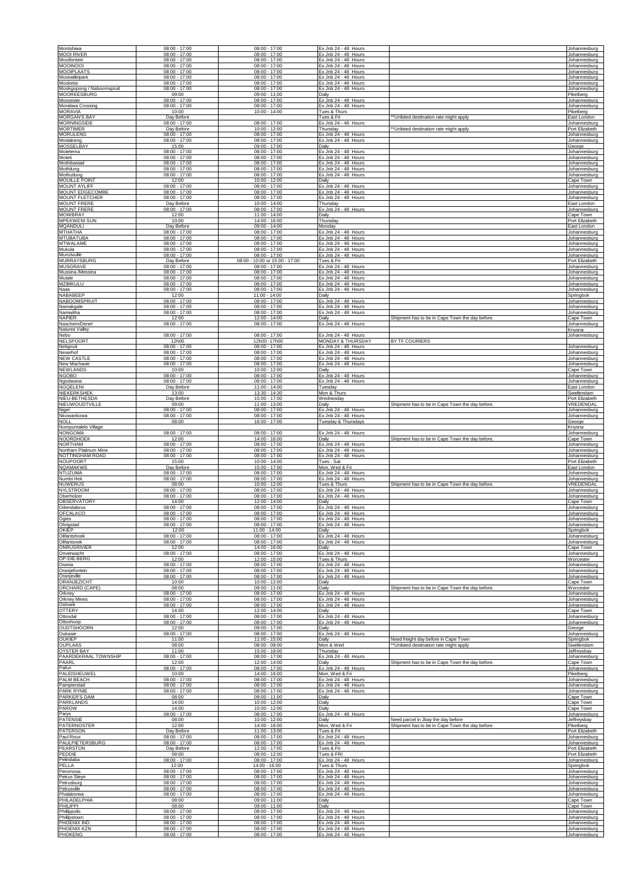| | | | | | |
|---|---|---|---|---|---|
| Montshiwa | 08:00 - 17:00 | 08:00 - 17:00 | Ex Jnb 24 - 48 Hours | | Johannesburg |
| MOOI RIVER | 08:00 - 17:00 | 08:00 - 17:00 | Ex Jnb 24 - 48 Hours | | Johannesburg |
| Mooifontein | 08:00 - 17:00 | 08:00 - 17:00 | Ex Jnb 24 - 48 Hours | | Johannesburg |
| MOOINOOI | 08:00 - 17:00 | 08:00 - 17:00 | Ex Jnb 24 - 48 Hours | | Johannesburg |
| MOOIPLAATS | 08:00 - 17:00 | 08:00 - 17:00 | Ex Jnb 24 - 48 Hours | | Johannesburg |
| Mooivaleipark | 08:00 - 17:00 | 08:00 - 17:00 | Ex Jnb 24 - 48 Hours | | Johannesburg |
| Mooketsi | 08:00 - 17:00 | 08:00 - 17:00 | Ex Jnb 24 - 48 Hours | | Johannesburg |
| Mookgopong / Naboomspruit | 08:00 - 17:00 | 08:00 - 17:00 | Ex Jnb 24 - 48 Hours | | Johannesburg |
| MOOREESBURG | 09:00 | 09:00 - 11:00 | Daily | | Piketberg |
| Moosrivier | 08:00 - 17:00 | 08:00 - 17:00 | Ex Jnb 24 - 48 Hours | | Johannesburg |
| Moratiwa Crossing | 08:00 - 17:00 | 08:00 - 17:00 | Ex Jnb 24 - 48 Hours | | Johannesburg |
| MORAVIA | 10:00 | 10:00 - 14:00 | Tues & Thurs | | Piketberg |
| MORGAN'S BAY | Day Before | | Tues & Fri | **Unlisted destination rate might apply | East London |
| MORNINGSIDE | 08:00 - 17:00 | 08:00 - 17:00 | Ex Jnb 24 - 48 Hours | | Johannesburg |
| MORTIMER | Day Before | 10:00 - 12:00 | Thursday | **Unlisted destination rate might apply | Port Elizabeth |
| MORULENG | 08:00 - 17:00 | 08:00 - 17:00 | Ex Jnb 24 - 48 Hours | | Johannesburg |
| Moslakeng | 08:00 - 17:00 | 08:00 - 17:00 | Ex Jnb 24 - 48 Hours | | Johannesburg |
| MOSSELBAY | 15:00 | 09:00 - 17:00 | Daily | | George |
| Motetema | 08:00 - 17:00 | 08:00 - 17:00 | Ex Jnb 24 - 48 Hours | | Johannesburg |
| Moteti | 08:00 - 17:00 | 08:00 - 17:00 | Ex Jnb 24 - 48 Hours | | Johannesburg |
| Mothibastad | 08:00 - 17:00 | 08:00 - 17:00 | Ex Jnb 24 - 48 Hours | | Johannesburg |
| Mothilung | 08:00 - 17:00 | 08:00 - 17:00 | Ex Jnb 24 - 48 Hours | | Johannesburg |
| Mothutlung | 08:00 - 17:00 | 08:00 - 17:00 | Ex Jnb 24 - 48 Hours | | Johannesburg |
| MOUILLE POINT | 12:00 | 10:00 - 12:00 | Daily | | Cape Town |
| MOUNT AYLIFF | 08:00 - 17:00 | 08:00 - 17:00 | Ex Jnb 24 - 48 Hours | | Johannesburg |
| MOUNT EDGECOMBE | 08:00 - 17:00 | 08:00 - 17:00 | Ex Jnb 24 - 48 Hours | | Johannesburg |
| MOUNT FLETCHER | 08:00 - 17:00 | 08:00 - 17:00 | Ex Jnb 24 - 48 Hours | | Johannesburg |
| MOUNT FRERE | Day Before | 10:00 - 14:00 | Thursday | | East London |
| MOUNT FRERE | 08:00 - 17:00 | 08:00 - 17:00 | Ex Jnb 24 - 48 Hours | | Johannesburg |
| MOWBRAY | 12:00 | 11:00 - 14:00 | Daily | | Cape Town |
| MPEKWENI SUN | 10:00 | 14:00 - 16:00 | Thursday | | Port Elizabeth |
| MQANDULI | Day Before | 09:00 - 14:00 | Monday | | East London |
| MTHATHA | 08:00 - 17:00 | 08:00 - 17:00 | Ex Jnb 24 - 48 Hours | | Johannesburg |
| MTUBATUBA | 08:00 - 17:00 | 08:00 - 17:00 | Ex Jnb 24 - 48 Hours | | Johannesburg |
| MTWALAME | 08:00 - 17:00 | 08:00 - 17:00 | Ex Jnb 24 - 48 Hours | | Johannesburg |
| Mukula | 08:00 - 17:00 | 08:00 - 17:00 | Ex Jnb 24 - 48 Hours | | Johannesburg |
| Munzivuille | 08:00 - 17:00 | 08:00 - 17:00 | Ex Jnb 24 - 48 Hours | | Johannesburg |
| MURRAYSBURG | Day Before | 08:00 - 10:00 or 15:00 - 17:00 | Tues & Fri | | Port Elizabeth |
| MUSGRAVE | 08:00 - 17:00 | 08:00 - 17:00 | Ex Jnb 24 - 48 Hours | | Johannesburg |
| Mussina /Messina | 08:00 - 17:00 | 08:00 - 17:00 | Ex Jnb 24 - 48 Hours | | Johannesburg |
| Mutale | 08:00 - 17:00 | 08:00 - 17:00 | Ex Jnb 24 - 48 Hours | | Johannesburg |
| MZIMKULU | 08:00 - 17:00 | 08:00 - 17:00 | Ex Jnb 24 - 48 Hours | | Johannesburg |
| Naas | 08:00 - 17:00 | 08:00 - 17:00 | Ex Jnb 24 - 48 Hours | | Johannesburg |
| NABABEEP | 12:00 | 11:00 - 14:00 | Daily | | Springbok |
| NABOOMSPRUIT | 08:00 - 17:00 | 08:00 - 17:00 | Ex Jnb 24 - 48 Hours | | Johannesburg |
| Namakgale | 08:00 - 17:00 | 08:00 - 17:00 | Ex Jnb 24 - 48 Hours | | Johannesburg |
| Namwitha | 08:00 - 17:00 | 08:00 - 17:00 | Ex Jnb 24 - 48 Hours | | Johannesburg |
| NAPIER | 12:00 | 12:00 - 14:00 | Daily | Shipment has to be in Cape Town the day before. | Cape Town |
| Naschem/Denel | 08:00 - 17:00 | 08:00 - 17:00 | Ex Jnb 24 - 48 Hours | | Johannesburg |
| Natures Valley | | | | | Knysna |
| Nebo | 08:00 - 17:00 | 08:00 - 17:00 | Ex Jnb 24 - 48 Hours | | Johannesburg |
| NELSPOORT | 12h00 | 12h00 -17h00 | MONDAY & THURSDAY | BY TF COURIERS | |
| Nelspruit | 08:00 - 17:00 | 08:00 - 17:00 | Ex Jnb 24 - 48 Hours | | Johannesburg |
| Neserhof | 08:00 - 17:00 | 08:00 - 17:00 | Ex Jnb 24 - 48 Hours | | Johannesburg |
| NEW CASTLE | 08:00 - 17:00 | 08:00 - 17:00 | Ex Jnb 24 - 48 Hours | | Johannesburg |
| New Machavie | 08:00 - 17:00 | 08:00 - 17:00 | Ex Jnb 24 - 48 Hours | | Johannesburg |
| NEWLANDS | 10:00 | 10:00 - 12:00 | Daily | | Cape Town |
| NGOBO | 08:00 - 17:00 | 08:00 - 17:00 | Ex Jnb 24 - 48 Hours | | Johannesburg |
| Ngodwana | 08:00 - 17:00 | 08:00 - 17:00 | Ex Jnb 24 - 48 Hours | | Johannesburg |
| NGQELENI | Day Before | 11:00 - 14:00 | Tuesday | | East London |
| NIEKERKSHEK | 13:00 | 13:30 - 14:30 | Mon & Thurs | | Swellendam |
| NIEU-BETHESDA | Day Before | 15:00 - 17:00 | Wednesday | | Port Elizabeth |
| NIEUWOUDTVILLE | 09:00 | 11:00 - 13:00 | Daily | Shipment has to be in Cape Town the day before. | VREDENDAL |
| Nigel | 08:00 - 17:00 | 08:00 - 17:00 | Ex Jnb 24 - 48 Hours | | Johannesburg |
| Nkowankowa | 08:00 - 17:00 | 08:00 - 17:00 | Ex Jnb 24 - 48 Hours | | Johannesburg |
| NOLL | 08:00 | 16:00 - 17:00 | Tuesday & Thursdays | | George |
| Nompumalelo Village | | | | | Knysna |
| NONGOMA | 08:00 - 17:00 | 08:00 - 17:00 | Ex Jnb 24 - 48 Hours | | Johannesburg |
| NOORDHOEK | 12:00 | 14:00 - 16:00 | Daily | Shipment has to be in Cape Town the day before. | Cape Town |
| NORTHAM | 08:00 - 17:00 | 08:00 - 17:00 | Ex Jnb 24 - 48 Hours | | Johannesburg |
| Northam Platinum Mine | 08:00 - 17:00 | 08:00 - 17:00 | Ex Jnb 24 - 48 Hours | | Johannesburg |
| NOTTINGHAM ROAD | 08:00 - 17:00 | 08:00 - 17:00 | Ex Jnb 24 - 48 Hours | | Johannesburg |
| NOUPOORT | 15:00 | 10:00 - 14:00 | Tues - Sat | | Port Elizabeth |
| NQAMAKWE | Day Before | 15:00 - 17:00 | Mon, Wed & Fri | | East London |
| NTUZUMA | 08:00 - 17:00 | 08:00 - 17:00 | Ex Jnb 24 - 48 Hours | | Johannesburg |
| Numbi Hek | 08:00 - 17:00 | 08:00 - 17:00 | Ex Jnb 24 - 48 Hours | | Johannesburg |
| NUWERUS | 08:00 | 10:00 - 12:00 | Tues & Thurs | Shipment has to be in Cape Town the day before. | VREDENDAL |
| NYLSTROOM | 08:00 - 17:00 | 08:00 - 17:00 | Ex Jnb 24 - 48 Hours | | Johannesburg |
| Oberholzer | 08:00 - 17:00 | 08:00 - 17:00 | Ex Jnb 24 - 48 Hours | | Johannesburg |
| OBSERVATORY | 14:00 | 12:00 - 14:00 | Daily | | Cape Town |
| Odendalsrus | 08:00 - 17:00 | 08:00 - 17:00 | Ex Jnb 24 - 48 Hours | | Johannesburg |
| OFCALACO | 08:00 - 17:00 | 08:00 - 17:00 | Ex Jnb 24 - 48 Hours | | Johannesburg |
| Ogies | 08:00 - 17:00 | 08:00 - 17:00 | Ex Jnb 24 - 48 Hours | | Johannesburg |
| Ohrigstad | 08:00 - 17:00 | 08:00 - 17:00 | Ex Jnb 24 - 48 Hours | | Johannesburg |
| OKIEP | 12:00 | 11:00 - 14:00 | Daily | | Springbok |
| Olifantshoek | 08:00 - 17:00 | 08:00 - 17:00 | Ex Jnb 24 - 48 Hours | | Johannesburg |
| Olifantsnek | 08:00 - 17:00 | 08:00 - 17:00 | Ex Jnb 24 - 48 Hours | | Johannesburg |
| ONRUSRIVIER | 12:00 | 14:00 - 16:00 | Daily | | Cape Town |
| Onverwacht | 08:00 - 17:00 | 08:00 - 17:00 | Ex Jnb 24 - 48 Hours | | Johannesburg |
| OP-DIE-BERG | 12:00 | 12:00 - 15:00 | Tues & Thurs | | Worcester |
| Orania | 08:00 - 17:00 | 08:00 - 17:00 | Ex Jnb 24 - 48 Hours | | Johannesburg |
| Oranjefontein | 08:00 - 17:00 | 08:00 - 17:00 | Ex Jnb 24 - 48 Hours | | Johannesburg |
| Oranjeville | 08:00 - 17:00 | 08:00 - 17:00 | Ex Jnb 24 - 48 Hours | | Johannesburg |
| ORANJEZICHT | 10:00 | 10:00 - 12:00 | Daily | | Cape Town |
| ORCHARD (CAPE) | 08:00 | 09:00 - 11:00 | Daily | Shipment has to be in Cape Town the day before. | Worcester |
| Orkney | 08:00 - 17:00 | 08:00 - 17:00 | Ex Jnb 24 - 48 Hours | | Johannesburg |
| Orkney Mines | 08:00 - 17:00 | 08:00 - 17:00 | Ex Jnb 24 - 48 Hours | | Johannesburg |
| Oshoek | 08:00 - 17:00 | 08:00 - 17:00 | Ex Jnb 24 - 48 Hours | | Johannesburg |
| OTTERY | 14:00 | 12:00 - 14:00 | Daily | | Cape Town |
| Ottosdal | 08:00 - 17:00 | 08:00 - 17:00 | Ex Jnb 24 - 48 Hours | | Johannesburg |
| Ottoshoop | 08:00 - 17:00 | 08:00 - 17:00 | Ex Jnb 24 - 48 Hours | | Johannesburg |
| OUDTSHOORN | 12:00 | 09:00 - 17:00 | Daily | | George |
| Oukasie | 08:00 - 17:00 | 08:00 - 17:00 | Ex Jnb 24 - 48 Hours | | Johannesburg |
| OUKIEP | 11:00 | 11:00 - 15:00 | Daily | Need freight day before in Cape Town | Springbok |
| OUPLAAS | 08:00 | 08:00 - 09:00 | Mon & Wed | **Unlisted destination rate might apply | Swellendam |
| OYSTER BAY | 11:00 | 15:00 - 18:00 | Thursday | | Jeffreysbay |
| PAARDEKRAAL TOWNSHIP | 08:00 - 17:00 | 08:00 - 17:00 | Ex Jnb 24 - 48 Hours | | Johannesburg |
| PAARL | 12:00 | 12:00 - 14:00 | Daily | Shipment has to be in Cape Town the day before. | Cape Town |
| Paluri | 08:00 - 17:00 | 08:00 - 17:00 | Ex Jnb 24 - 48 Hours | | Johannesburg |
| PALEISHEUWEL | 10:00 | 14:00 - 16:00 | Mon, Wed & Fri | | Piketberg |
| PALM BEACH | 08:00 - 17:00 | 08:00 - 17:00 | Ex Jnb 24 - 48 Hours | | Johannesburg |
| Pampierstad | 08:00 - 17:00 | 08:00 - 17:00 | Ex Jnb 24 - 48 Hours | | Johannesburg |
| PARK RYNIE | 08:00 - 17:00 | 08:00 - 17:00 | Ex Jnb 24 - 48 Hours | | Johannesburg |
| PARKER'S DAM | 08:00 | 09:00 - 11:00 | Daily | | Cape Town |
| PARKLANDS | 14:00 | 10:00 - 12:00 | Daily | | Cape Town |
| PAROW | 14:00 | 10:00 - 12:00 | Daily | | Cape Town |
| Parys | 08:00 - 17:00 | 08:00 - 17:00 | Ex Jnb 24 - 48 Hours | | Johannesburg |
| PATENSIE | 08:00 | 10:00 - 12:00 | Daily | Need parcel in Jbay the day before | Jeffreysbay |
| PATERNOSTER | 12:00 | 14:00 - 16:00 | Mon, Wed & Fri | Shipment has to be in Cape Town the day before. | Piketberg |
| PATERSON | Day Before | 11:00 - 13:00 | Tues & Fri | | Port Elizabeth |
| Paul Roux | 08:00 - 17:00 | 08:00 - 17:00 | Ex Jnb 24 - 48 Hours | | Johannesburg |
| PAULPIETERSBURG | 08:00 - 17:00 | 08:00 - 17:00 | Ex Jnb 24 - 48 Hours | | Johannesburg |
| PEARSTON | Day Before | 12:00 - 17:00 | Tues & Fri | | Port Elizabeth |
| PEDDIE | 08:00 | 08:00 - 12:00 | Tues & FRI | | Port Elizabeth |
| Pelindaba | 08:00 - 17:00 | 08:00 - 17:00 | Ex Jnb 24 - 48 Hours | | Johannesburg |
| PELLA | 12:00 | 14:00 - 16:00 | Tues & Thurs | | Springbok |
| Peromosa | 08:00 - 17:00 | 08:00 - 17:00 | Ex Jnb 24 - 48 Hours | | Johannesburg |
| Petrus Steyn | 08:00 - 17:00 | 08:00 - 17:00 | Ex Jnb 24 - 48 Hours | | Johannesburg |
| Petrusburg | 08:00 - 17:00 | 08:00 - 17:00 | Ex Jnb 24 - 48 Hours | | Johannesburg |
| Petrusville | 08:00 - 17:00 | 08:00 - 17:00 | Ex Jnb 24 - 48 Hours | | Johannesburg |
| Phalaborwa | 08:00 - 17:00 | 08:00 - 17:00 | Ex Jnb 24 - 48 Hours | | Johannesburg |
| PHILADELPHIA | 08:00 | 09:00 - 11:00 | Daily | | Cape Town |
| PHILIPPI | 08:00 | 09:00 - 11:00 | Daily | | Cape Town |
| Phillippolis | 08:00 - 17:00 | 08:00 - 17:00 | Ex Jnb 24 - 48 Hours | | Johannesburg |
| Phillipstown | 08:00 - 17:00 | 08:00 - 17:00 | Ex Jnb 24 - 48 Hours | | Johannesburg |
| PHOENIX IND | 08:00 - 17:00 | 08:00 - 17:00 | Ex Jnb 24 - 48 Hours | | Johannesburg |
| PHOENIX KZN | 08:00 - 17:00 | 08:00 - 17:00 | Ex Jnb 24 - 48 Hours | | Johannesburg |
| PHOKENG | 08:00 - 17:00 | 08:00 - 17:00 | Ex Jnb 24 - 48 Hours | | Johannesburg |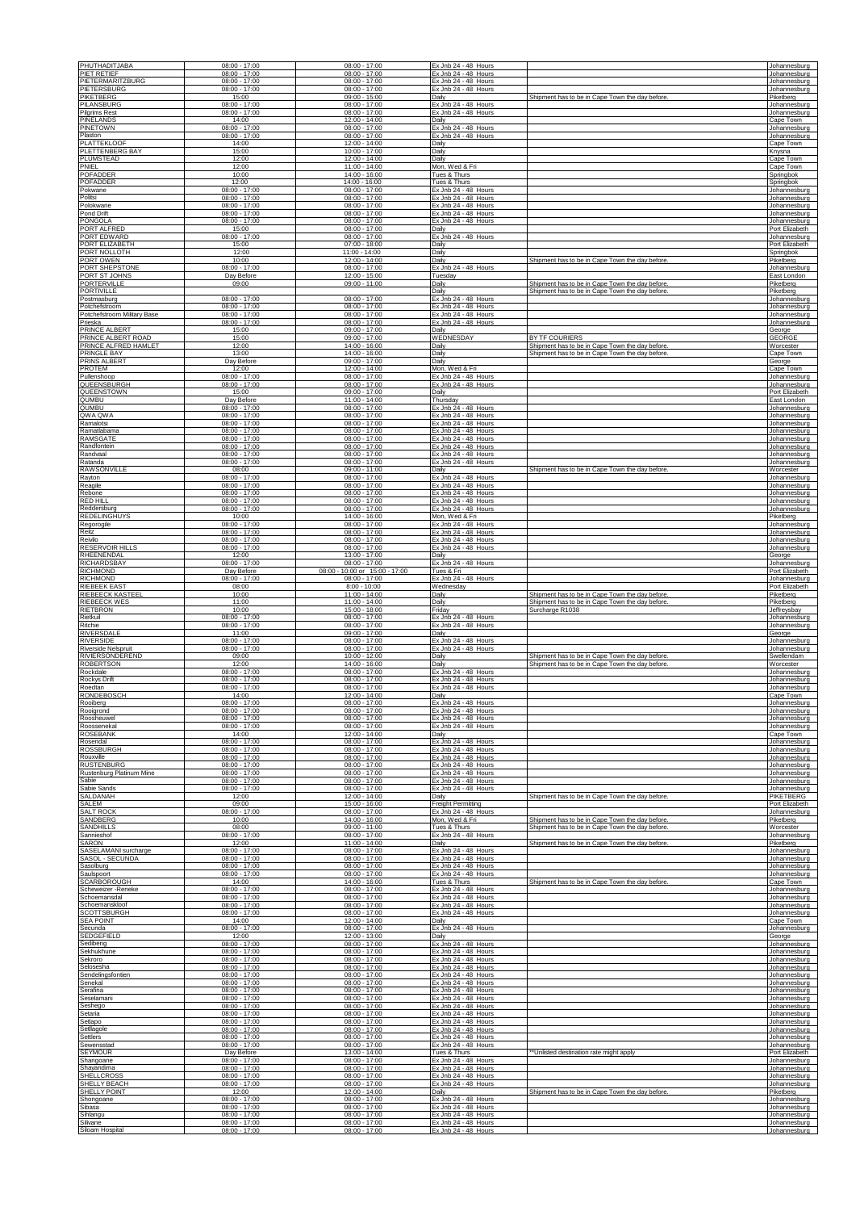| | | | | | |
|---|---|---|---|---|---|
| PHUTHADITJABA | 08:00 - 17:00 | 08:00 - 17:00 | Ex Jnb 24 - 48 Hours | | Johannesburg |
| PIET RETIEF | 08:00 - 17:00 | 08:00 - 17:00 | Ex Jnb 24 - 48 Hours | | Johannesburg |
| PIETERMARITZBURG | 08:00 - 17:00 | 08:00 - 17:00 | Ex Jnb 24 - 48 Hours | | Johannesburg |
| PIETERSBURG | 08:00 - 17:00 | 08:00 - 17:00 | Ex Jnb 24 - 48 Hours | | Johannesburg |
| PIKETBERG | 15:00 | 09:00 - 15:00 | Daily | Shipment has to be in Cape Town the day before. | Piketberg |
| PILANSBURG | 08:00 - 17:00 | 08:00 - 17:00 | Ex Jnb 24 - 48 Hours | | Johannesburg |
| Pilgrims Rest | 08:00 - 17:00 | 08:00 - 17:00 | Ex Jnb 24 - 48 Hours | | Johannesburg |
| PINELANDS | 14:00 | 12:00 - 14:00 | Daily | | Cape Town |
| PINETOWN | 08:00 - 17:00 | 08:00 - 17:00 | Ex Jnb 24 - 48 Hours | | Johannesburg |
| Plaston | 08:00 - 17:00 | 08:00 - 17:00 | Ex Jnb 24 - 48 Hours | | Johannesburg |
| PLATTEKLOOF | 14:00 | 12:00 - 14:00 | Daily | | Cape Town |
| PLETTENBERG BAY | 15:00 | 10:00 - 17:00 | Daily | | Knysna |
| PLUMSTEAD | 12:00 | 12:00 - 14:00 | Daily | | Cape Town |
| PNIEL | 12:00 | 11:00 - 14:00 | Mon, Wed & Fri | | Cape Town |
| POFADDER | 10:00 | 14:00 - 16:00 | Tues & Thurs | | Springbok |
| POFADDER | 12:00 | 14:00 - 16:00 | Tues & Thurs | | Springbok |
| Pokwane | 08:00 - 17:00 | 08:00 - 17:00 | Ex Jnb 24 - 48 Hours | | Johannesburg |
| Politsi | 08:00 - 17:00 | 08:00 - 17:00 | Ex Jnb 24 - 48 Hours | | Johannesburg |
| Polokwane | 08:00 - 17:00 | 08:00 - 17:00 | Ex Jnb 24 - 48 Hours | | Johannesburg |
| Pond Drift | 08:00 - 17:00 | 08:00 - 17:00 | Ex Jnb 24 - 48 Hours | | Johannesburg |
| PONGOLA | 08:00 - 17:00 | 08:00 - 17:00 | Ex Jnb 24 - 48 Hours | | Johannesburg |
| PORT ALFRED | 15:00 | 08:00 - 17:00 | Daily | | Port Elizabeth |
| PORT EDWARD | 08:00 - 17:00 | 08:00 - 17:00 | Ex Jnb 24 - 48 Hours | | Johannesburg |
| PORT ELIZABETH | 15:00 | 07:00 - 18:00 | Daily | | Port Elizabeth |
| PORT NOLLOTH | 12:00 | 11:00 - 14:00 | Daily | | Springbok |
| PORT OWEN | 10:00 | 12:00 - 14:00 | Daily | Shipment has to be in Cape Town the day before. | Piketberg |
| PORT SHEPSTONE | 08:00 - 17:00 | 08:00 - 17:00 | Ex Jnb 24 - 48 Hours | | Johannesburg |
| PORT ST JOHNS | Day Before | 12:00 - 15:00 | Tuesday | | East London |
| PORTERVILLE | 09:00 | 09:00 - 11:00 | Daily | Shipment has to be in Cape Town the day before. | Piketberg |
| PORTIVILLE | | | Daily | Shipment has to be in Cape Town the day before. | Piketberg |
| Postmasburg | 08:00 - 17:00 | 08:00 - 17:00 | Ex Jnb 24 - 48 Hours | | Johannesburg |
| Potchefstroom | 08:00 - 17:00 | 08:00 - 17:00 | Ex Jnb 24 - 48 Hours | | Johannesburg |
| Potchefstroom Military Base | 08:00 - 17:00 | 08:00 - 17:00 | Ex Jnb 24 - 48 Hours | | Johannesburg |
| Prieska | 08:00 - 17:00 | 08:00 - 17:00 | Ex Jnb 24 - 48 Hours | | Johannesburg |
| PRINCE ALBERT | 15:00 | 09:00 - 17:00 | Daily | | George |
| PRINCE ALBERT ROAD | 15:00 | 09:00 - 17:00 | WEDNESDAY | BY TF COURIERS | GEORGE |
| PRINCE ALFRED HAMLET | 12:00 | 14:00 - 16:00 | Daily | Shipment has to be in Cape Town the day before. | Worcester |
| PRINGLE BAY | 13:00 | 14:00 - 16:00 | Daily | Shipment has to be in Cape Town the day before. | Cape Town |
| PRINS ALBERT | Day Before | 09:00 - 17:00 | Daily | | George |
| PROTEM | 12:00 | 12:00 - 14:00 | Mon, Wed & Fri | | Cape Town |
| Pullenshoop | 08:00 - 17:00 | 08:00 - 17:00 | Ex Jnb 24 - 48 Hours | | Johannesburg |
| QUEENSBURGH | 08:00 - 17:00 | 08:00 - 17:00 | Ex Jnb 24 - 48 Hours | | Johannesburg |
| QUEENSTOWN | 15:00 | 09:00 - 17:00 | Daily | | Port Elizabeth |
| QUMBU | Day Before | 11:00 - 14:00 | Thursday | | East London |
| QUMBU | 08:00 - 17:00 | 08:00 - 17:00 | Ex Jnb 24 - 48 Hours | | Johannesburg |
| QWA QWA | 08:00 - 17:00 | 08:00 - 17:00 | Ex Jnb 24 - 48 Hours | | Johannesburg |
| Ramalotsi | 08:00 - 17:00 | 08:00 - 17:00 | Ex Jnb 24 - 48 Hours | | Johannesburg |
| Ramatlabama | 08:00 - 17:00 | 08:00 - 17:00 | Ex Jnb 24 - 48 Hours | | Johannesburg |
| RAMSGATE | 08:00 - 17:00 | 08:00 - 17:00 | Ex Jnb 24 - 48 Hours | | Johannesburg |
| Randfontein | 08:00 - 17:00 | 08:00 - 17:00 | Ex Jnb 24 - 48 Hours | | Johannesburg |
| Randvaal | 08:00 - 17:00 | 08:00 - 17:00 | Ex Jnb 24 - 48 Hours | | Johannesburg |
| Ratanda | 08:00 - 17:00 | 08:00 - 17:00 | Ex Jnb 24 - 48 Hours | | Johannesburg |
| RAWSONVILLE | 08:00 | 09:00 - 11:00 | Daily | Shipment has to be in Cape Town the day before. | Worcester |
| Rayton | 08:00 - 17:00 | 08:00 - 17:00 | Ex Jnb 24 - 48 Hours | | Johannesburg |
| Reagile | 08:00 - 17:00 | 08:00 - 17:00 | Ex Jnb 24 - 48 Hours | | Johannesburg |
| Rebone | 08:00 - 17:00 | 08:00 - 17:00 | Ex Jnb 24 - 48 Hours | | Johannesburg |
| RED HILL | 08:00 - 17:00 | 08:00 - 17:00 | Ex Jnb 24 - 48 Hours | | Johannesburg |
| Reddersburg | 08:00 - 17:00 | 08:00 - 17:00 | Ex Jnb 24 - 48 Hours | | Johannesburg |
| REDELINGHUYS | 10:00 | 14:00 - 16:00 | Mon, Wed & Fri | | Piketberg |
| Regorogile | 08:00 - 17:00 | 08:00 - 17:00 | Ex Jnb 24 - 48 Hours | | Johannesburg |
| Reitz | 08:00 - 17:00 | 08:00 - 17:00 | Ex Jnb 24 - 48 Hours | | Johannesburg |
| Reivilo | 08:00 - 17:00 | 08:00 - 17:00 | Ex Jnb 24 - 48 Hours | | Johannesburg |
| RESERVOIR HILLS | 08:00 - 17:00 | 08:00 - 17:00 | Ex Jnb 24 - 48 Hours | | Johannesburg |
| RHEENENDAL | 12:00 | 13:00 - 17:00 | Daily | | George |
| RICHARDSBAY | 08:00 - 17:00 | 08:00 - 17:00 | Ex Jnb 24 - 48 Hours | | Johannesburg |
| RICHMOND | Day Before | 08:00 - 10:00 or 15:00 - 17:00 | Tues & Fri | | Port Elizabeth |
| RICHMOND | 08:00 - 17:00 | 08:00 - 17:00 | Ex Jnb 24 - 48 Hours | | Johannesburg |
| RIEBEEK EAST | 08:00 | 8:00 - 10:00 | Wednesday | | Port Elizabeth |
| RIEBEECK KASTEEL | 10:00 | 11:00 - 14:00 | Daily | Shipment has to be in Cape Town the day before. | Piketberg |
| RIEBEECK WES | 11:00 | 11:00 - 14:00 | Daily | Shipment has to be in Cape Town the day before. | Piketberg |
| RIETBRON | 10:00 | 15:00 - 18:00 | Friday | Surcharge R1038 | Jeffreysbay |
| Rietkuil | 08:00 - 17:00 | 08:00 - 17:00 | Ex Jnb 24 - 48 Hours | | Johannesburg |
| Ritchie | 08:00 - 17:00 | 08:00 - 17:00 | Ex Jnb 24 - 48 Hours | | Johannesburg |
| RIVERSDALE | 11:00 | 09:00 - 17:00 | Daily | | George |
| RIVERSIDE | 08:00 - 17:00 | 08:00 - 17:00 | Ex Jnb 24 - 48 Hours | | Johannesburg |
| Riverside Nelspruit | 08:00 - 17:00 | 08:00 - 17:00 | Ex Jnb 24 - 48 Hours | | Johannesburg |
| RIVIERSONDEREND | 09:00 | 10:00 - 12:00 | Daily | Shipment has to be in Cape Town the day before. | Swellendam |
| ROBERTSON | 12:00 | 14:00 - 16:00 | Daily | Shipment has to be in Cape Town the day before. | Worcester |
| Rockdale | 08:00 - 17:00 | 08:00 - 17:00 | Ex Jnb 24 - 48 Hours | | Johannesburg |
| Rockys Drift | 08:00 - 17:00 | 08:00 - 17:00 | Ex Jnb 24 - 48 Hours | | Johannesburg |
| Roedtan | 08:00 - 17:00 | 08:00 - 17:00 | Ex Jnb 24 - 48 Hours | | Johannesburg |
| RONDEBOSCH | 14:00 | 12:00 - 14:00 | Daily | | Cape Town |
| Rooiberg | 08:00 - 17:00 | 08:00 - 17:00 | Ex Jnb 24 - 48 Hours | | Johannesburg |
| Rooigrond | 08:00 - 17:00 | 08:00 - 17:00 | Ex Jnb 24 - 48 Hours | | Johannesburg |
| Roosheuwel | 08:00 - 17:00 | 08:00 - 17:00 | Ex Jnb 24 - 48 Hours | | Johannesburg |
| Roossenekal | 08:00 - 17:00 | 08:00 - 17:00 | Ex Jnb 24 - 48 Hours | | Johannesburg |
| ROSEBANK | 14:00 | 12:00 - 14:00 | Daily | | Cape Town |
| Rosendal | 08:00 - 17:00 | 08:00 - 17:00 | Ex Jnb 24 - 48 Hours | | Johannesburg |
| ROSSBURGH | 08:00 - 17:00 | 08:00 - 17:00 | Ex Jnb 24 - 48 Hours | | Johannesburg |
| Rouxville | 08:00 - 17:00 | 08:00 - 17:00 | Ex Jnb 24 - 48 Hours | | Johannesburg |
| RUSTENBURG | 08:00 - 17:00 | 08:00 - 17:00 | Ex Jnb 24 - 48 Hours | | Johannesburg |
| Rustenburg Platinum Mine | 08:00 - 17:00 | 08:00 - 17:00 | Ex Jnb 24 - 48 Hours | | Johannesburg |
| Sabie | 08:00 - 17:00 | 08:00 - 17:00 | Ex Jnb 24 - 48 Hours | | Johannesburg |
| Sabie Sands | 08:00 - 17:00 | 08:00 - 17:00 | Ex Jnb 24 - 48 Hours | | Johannesburg |
| SALDANAH | 12:00 | 12:00 - 14:00 | Daily | Shipment has to be in Cape Town the day before. | PIKETBERG |
| SALEM | 09:00 | 15:00 - 16:00 | Freight Permitting | | Port Elizabeth |
| SALT ROCK | 08:00 - 17:00 | 08:00 - 17:00 | Ex Jnb 24 - 48 Hours | | Johannesburg |
| SANDBERG | 10:00 | 14:00 - 16:00 | Mon, Wed & Fri | Shipment has to be in Cape Town the day before. | Piketberg |
| SANDHILLS | 08:00 | 09:00 - 11:00 | Tues & Thurs | Shipment has to be in Cape Town the day before. | Worcester |
| Sannieshof | 08:00 - 17:00 | 08:00 - 17:00 | Ex Jnb 24 - 48 Hours | | Johannesburg |
| SARON | 12:00 | 11:00 - 14:00 | Daily | Shipment has to be in Cape Town the day before. | Piketberg |
| SASELAMANI surcharge | 08:00 - 17:00 | 08:00 - 17:00 | Ex Jnb 24 - 48 Hours | | Johannesburg |
| SASOL - SECUNDA | 08:00 - 17:00 | 08:00 - 17:00 | Ex Jnb 24 - 48 Hours | | Johannesburg |
| Sasolburg | 08:00 - 17:00 | 08:00 - 17:00 | Ex Jnb 24 - 48 Hours | | Johannesburg |
| Saulspoort | 08:00 - 17:00 | 08:00 - 17:00 | Ex Jnb 24 - 48 Hours | | Johannesburg |
| SCARBOROUGH | 14:00 | 14:00 - 16:00 | Tues & Thurs | Shipment has to be in Cape Town the day before. | Cape Town |
| Scheweizer -Reneke | 08:00 - 17:00 | 08:00 - 17:00 | Ex Jnb 24 - 48 Hours | | Johannesburg |
| Schoemansdal | 08:00 - 17:00 | 08:00 - 17:00 | Ex Jnb 24 - 48 Hours | | Johannesburg |
| Schoemanskloof | 08:00 - 17:00 | 08:00 - 17:00 | Ex Jnb 24 - 48 Hours | | Johannesburg |
| SCOTTSBURGH | 08:00 - 17:00 | 08:00 - 17:00 | Ex Jnb 24 - 48 Hours | | Johannesburg |
| SEA POINT | 14:00 | 12:00 - 14:00 | Daily | | Cape Town |
| Secunda | 08:00 - 17:00 | 08:00 - 17:00 | Ex Jnb 24 - 48 Hours | | Johannesburg |
| SEDGEFIELD | 12:00 | 12:00 - 13:00 | Daily | | George |
| Sediberg | 08:00 - 17:00 | 08:00 - 17:00 | Ex Jnb 24 - 48 Hours | | Johannesburg |
| Sekhukhune | 08:00 - 17:00 | 08:00 - 17:00 | Ex Jnb 24 - 48 Hours | | Johannesburg |
| Sekroro | 08:00 - 17:00 | 08:00 - 17:00 | Ex Jnb 24 - 48 Hours | | Johannesburg |
| Selosesha | 08:00 - 17:00 | 08:00 - 17:00 | Ex Jnb 24 - 48 Hours | | Johannesburg |
| Sendelingsfontien | 08:00 - 17:00 | 08:00 - 17:00 | Ex Jnb 24 - 48 Hours | | Johannesburg |
| Senekal | 08:00 - 17:00 | 08:00 - 17:00 | Ex Jnb 24 - 48 Hours | | Johannesburg |
| Serafina | 08:00 - 17:00 | 08:00 - 17:00 | Ex Jnb 24 - 48 Hours | | Johannesburg |
| Seselamani | 08:00 - 17:00 | 08:00 - 17:00 | Ex Jnb 24 - 48 Hours | | Johannesburg |
| Seshego | 08:00 - 17:00 | 08:00 - 17:00 | Ex Jnb 24 - 48 Hours | | Johannesburg |
| Setaria | 08:00 - 17:00 | 08:00 - 17:00 | Ex Jnb 24 - 48 Hours | | Johannesburg |
| Setlapo | 08:00 - 17:00 | 08:00 - 17:00 | Ex Jnb 24 - 48 Hours | | Johannesburg |
| Setlagole | 08:00 - 17:00 | 08:00 - 17:00 | Ex Jnb 24 - 48 Hours | | Johannesburg |
| Settlers | 08:00 - 17:00 | 08:00 - 17:00 | Ex Jnb 24 - 48 Hours | | Johannesburg |
| Sewensstad | 08:00 - 17:00 | 08:00 - 17:00 | Ex Jnb 24 - 48 Hours | | Johannesburg |
| SEYMOUR | Day Before | 13:00 - 14:00 | Tues & Thurs | **Unlisted destination rate might apply | Port Elizabeth |
| Shangoane | 08:00 - 17:00 | 08:00 - 17:00 | Ex Jnb 24 - 48 Hours | | Johannesburg |
| Shayandima | 08:00 - 17:00 | 08:00 - 17:00 | Ex Jnb 24 - 48 Hours | | Johannesburg |
| SHELLCROSS | 08:00 - 17:00 | 08:00 - 17:00 | Ex Jnb 24 - 48 Hours | | Johannesburg |
| SHELLY BEACH | 08:00 - 17:00 | 08:00 - 17:00 | Ex Jnb 24 - 48 Hours | | Johannesburg |
| SHELLY POINT | 12:00 | 12:00 - 14:00 | Daily | Shipment has to be in Cape Town the day before. | Piketberg |
| Shongoane | 08:00 - 17:00 | 08:00 - 17:00 | Ex Jnb 24 - 48 Hours | | Johannesburg |
| Sibasa | 08:00 - 17:00 | 08:00 - 17:00 | Ex Jnb 24 - 48 Hours | | Johannesburg |
| Sihlangu | 08:00 - 17:00 | 08:00 - 17:00 | Ex Jnb 24 - 48 Hours | | Johannesburg |
| Silvane | 08:00 - 17:00 | 08:00 - 17:00 | Ex Jnb 24 - 48 Hours | | Johannesburg |
| Siloam Hospital | 08:00 - 17:00 | 08:00 - 17:00 | Ex Jnb 24 - 48 Hours | | Johannesburg |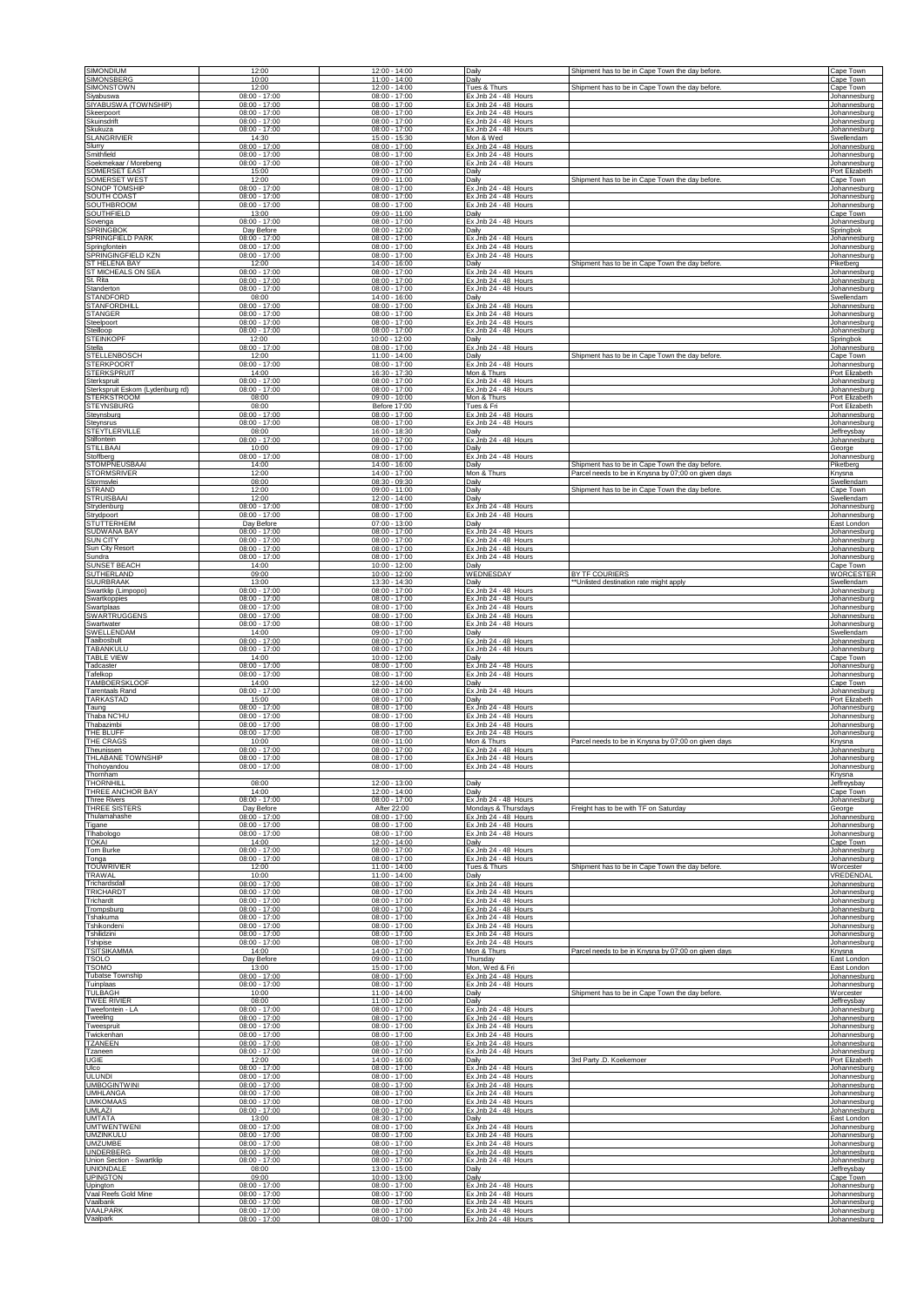| | | | | | |
|---|---|---|---|---|---|
| SIMONDIUM | 12:00 | 12:00 - 14:00 | Daily | Shipment has to be in Cape Town the day before. | Cape Town |
| SIMONSBERG | 10:00 | 11:00 - 14:00 | Daily | | Cape Town |
| SIMONSTOWN | 12:00 | 12:00 - 14:00 | Tues & Thurs | Shipment has to be in Cape Town the day before. | Cape Town |
| Siyabuswa | 08:00 - 17:00 | 08:00 - 17:00 | Ex Jnb 24 - 48 Hours | | Johannesburg |
| SIYABUSWA (TOWNSHIP) | 08:00 - 17:00 | 08:00 - 17:00 | Ex Jnb 24 - 48 Hours | | Johannesburg |
| Skeerpoort | 08:00 - 17:00 | 08:00 - 17:00 | Ex Jnb 24 - 48 Hours | | Johannesburg |
| Skuinsdrift | 08:00 - 17:00 | 08:00 - 17:00 | Ex Jnb 24 - 48 Hours | | Johannesburg |
| Skukuza | 08:00 - 17:00 | 08:00 - 17:00 | Ex Jnb 24 - 48 Hours | | Johannesburg |
| SLANGRIVIER | 14:30 | 15:00 - 15:30 | Mon & Wed | | Swellendam |
| Slurry | 08:00 - 17:00 | 08:00 - 17:00 | Ex Jnb 24 - 48 Hours | | Johannesburg |
| Smithfield | 08:00 - 17:00 | 08:00 - 17:00 | Ex Jnb 24 - 48 Hours | | Johannesburg |
| Soekmekaar / Morebeng | 08:00 - 17:00 | 08:00 - 17:00 | Ex Jnb 24 - 48 Hours | | Johannesburg |
| SOMERSET EAST | 15:00 | 09:00 - 17:00 | Daily | | Port Elizabeth |
| SOMERSET WEST | 12:00 | 09:00 - 11:00 | Daily | Shipment has to be in Cape Town the day before. | Cape Town |
| SONOP TOMSHIP | 08:00 - 17:00 | 08:00 - 17:00 | Ex Jnb 24 - 48 Hours | | Johannesburg |
| SOUTH COAST | 08:00 - 17:00 | 08:00 - 17:00 | Ex Jnb 24 - 48 Hours | | Johannesburg |
| SOUTHBROOM | 08:00 - 17:00 | 08:00 - 17:00 | Ex Jnb 24 - 48 Hours | | Johannesburg |
| SOUTHFIELD | 13:00 | 09:00 - 11:00 | Daily | | Cape Town |
| Sovenga | 08:00 - 17:00 | 08:00 - 17:00 | Ex Jnb 24 - 48 Hours | | Johannesburg |
| SPRINGBOK | Day Before | 08:00 - 12:00 | Daily | | Springbok |
| SPRINGFIELD PARK | 08:00 - 17:00 | 08:00 - 17:00 | Ex Jnb 24 - 48 Hours | | Johannesburg |
| Springfontein | 08:00 - 17:00 | 08:00 - 17:00 | Ex Jnb 24 - 48 Hours | | Johannesburg |
| SPRINGINGFIELD KZN | 08:00 - 17:00 | 08:00 - 17:00 | Ex Jnb 24 - 48 Hours | | Johannesburg |
| ST HELENA BAY | 12:00 | 14:00 - 16:00 | Daily | Shipment has to be in Cape Town the day before. | Piketberg |
| ST MICHEALS ON SEA | 08:00 - 17:00 | 08:00 - 17:00 | Ex Jnb 24 - 48 Hours | | Johannesburg |
| St. Rita | 08:00 - 17:00 | 08:00 - 17:00 | Ex Jnb 24 - 48 Hours | | Johannesburg |
| Standerton | 08:00 - 17:00 | 08:00 - 17:00 | Ex Jnb 24 - 48 Hours | | Johannesburg |
| STANDFORD | 08:00 | 14:00 - 16:00 | Daily | | Swellendam |
| STANFORDHILL | 08:00 - 17:00 | 08:00 - 17:00 | Ex Jnb 24 - 48 Hours | | Johannesburg |
| STANGER | 08:00 - 17:00 | 08:00 - 17:00 | Ex Jnb 24 - 48 Hours | | Johannesburg |
| Steelpoort | 08:00 - 17:00 | 08:00 - 17:00 | Ex Jnb 24 - 48 Hours | | Johannesburg |
| Steilloop | 08:00 - 17:00 | 08:00 - 17:00 | Ex Jnb 24 - 48 Hours | | Johannesburg |
| STEINKOPF | 12:00 | 10:00 - 12:00 | Daily | | Springbok |
| Stella | 08:00 - 17:00 | 08:00 - 17:00 | Ex Jnb 24 - 48 Hours | | Johannesburg |
| STELLENBOSCH | 12:00 | 11:00 - 14:00 | Daily | Shipment has to be in Cape Town the day before. | Cape Town |
| STERKPOORT | 08:00 - 17:00 | 08:00 - 17:00 | Ex Jnb 24 - 48 Hours | | Johannesburg |
| STERKSPRUIT | 14:00 | 16:30 - 17:30 | Mon & Thurs | | Port Elizabeth |
| Sterkspruit | 08:00 - 17:00 | 08:00 - 17:00 | Ex Jnb 24 - 48 Hours | | Johannesburg |
| Sterkspruit Eskom (Lydenburg rd) | 08:00 - 17:00 | 08:00 - 17:00 | Ex Jnb 24 - 48 Hours | | Johannesburg |
| STERKSTROOM | 08:00 | 09:00 - 10:00 | Mon & Thurs | | Port Elizabeth |
| STEYNSBURG | 08:00 | Before 17:00 | Tues & Fri | | Port Elizabeth |
| Steynsburg | 08:00 - 17:00 | 08:00 - 17:00 | Ex Jnb 24 - 48 Hours | | Johannesburg |
| Steynsrus | 08:00 - 17:00 | 08:00 - 17:00 | Ex Jnb 24 - 48 Hours | | Johannesburg |
| STEYTLERVILLE | 08:00 | 16:00 - 18:30 | Daily | | Jeffreysbay |
| Stilfontein | 08:00 - 17:00 | 08:00 - 17:00 | Ex Jnb 24 - 48 Hours | | Johannesburg |
| STILLBAAI | 10:00 | 09:00 - 17:00 | Daily | | George |
| Stoffberg | 08:00 - 17:00 | 08:00 - 17:00 | Ex Jnb 24 - 48 Hours | | Johannesburg |
| STOMPNEUSBAAI | 14:00 | 14:00 - 16:00 | Daily | Shipment has to be in Cape Town the day before. | Piketberg |
| STORMSRIVER | 12:00 | 14:00 - 17:00 | Mon & Thurs | Parcel needs to be in Knysna by 07;00 on given days | Knysa |
| Stormsvlei | 08:00 | 08:30 - 09:30 | Daily | | Swellendam |
| STRAND | 12:00 | 09:00 - 11:00 | Daily | Shipment has to be in Cape Town the day before. | Cape Town |
| STRUISBAAI | 12:00 | 12:00 - 14:00 | Daily | | Swellendam |
| Strydenburg | 08:00 - 17:00 | 08:00 - 17:00 | Ex Jnb 24 - 48 Hours | | Johannesburg |
| Strydpoort | 08:00 - 17:00 | 08:00 - 17:00 | Ex Jnb 24 - 48 Hours | | Johannesburg |
| STUTTERHEIM | Day Before | 07:00 - 13:00 | Daily | | East London |
| SUDWANA BAY | 08:00 - 17:00 | 08:00 - 17:00 | Ex Jnb 24 - 48 Hours | | Johannesburg |
| SUN CITY | 08:00 - 17:00 | 08:00 - 17:00 | Ex Jnb 24 - 48 Hours | | Johannesburg |
| Sun City Resort | 08:00 - 17:00 | 08:00 - 17:00 | Ex Jnb 24 - 48 Hours | | Johannesburg |
| Sundra | 08:00 - 17:00 | 08:00 - 17:00 | Ex Jnb 24 - 48 Hours | | Johannesburg |
| SUNSET BEACH | 14:00 | 10:00 - 12:00 | Daily | | Cape Town |
| SUTHERLAND | 09:00 | 10:00 - 12:00 | WEDNESDAY | BY TF COURIERS | WORCESTER |
| SUURBRAAK | 13:00 | 13:30 - 14:30 | Daily | **Unlisted destination rate might apply | Swellendam |
| Swartklip (Limpopo) | 08:00 - 17:00 | 08:00 - 17:00 | Ex Jnb 24 - 48 Hours | | Johannesburg |
| Swartkoppies | 08:00 - 17:00 | 08:00 - 17:00 | Ex Jnb 24 - 48 Hours | | Johannesburg |
| Swartplaas | 08:00 - 17:00 | 08:00 - 17:00 | Ex Jnb 24 - 48 Hours | | Johannesburg |
| SWARTRUGGENS | 08:00 - 17:00 | 08:00 - 17:00 | Ex Jnb 24 - 48 Hours | | Johannesburg |
| Swartwater | 08:00 - 17:00 | 08:00 - 17:00 | Ex Jnb 24 - 48 Hours | | Johannesburg |
| SWELLENDAM | 14:00 | 09:00 - 17:00 | Daily | | Swellendam |
| Taaibosbult | 08:00 - 17:00 | 08:00 - 17:00 | Ex Jnb 24 - 48 Hours | | Johannesburg |
| TABANKULU | 08:00 - 17:00 | 08:00 - 17:00 | Ex Jnb 24 - 48 Hours | | Johannesburg |
| TABLE VIEW | 14:00 | 10:00 - 12:00 | Daily | | Cape Town |
| Tadcaster | 08:00 - 17:00 | 08:00 - 17:00 | Ex Jnb 24 - 48 Hours | | Johannesburg |
| Tafelkop | 08:00 - 17:00 | 08:00 - 17:00 | Ex Jnb 24 - 48 Hours | | Johannesburg |
| TAMBOERSKLOOF | 14:00 | 12:00 - 14:00 | Daily | | Cape Town |
| Tarentaals Rand | 08:00 - 17:00 | 08:00 - 17:00 | Ex Jnb 24 - 48 Hours | | Johannesburg |
| TARKASTAD | 15:00 | 08:00 - 17:00 | Daily | | Port Elizabeth |
| Taung | 08:00 - 17:00 | 08:00 - 17:00 | Ex Jnb 24 - 48 Hours | | Johannesburg |
| Thaba NC'HU | 08:00 - 17:00 | 08:00 - 17:00 | Ex Jnb 24 - 48 Hours | | Johannesburg |
| Thabazimbi | 08:00 - 17:00 | 08:00 - 17:00 | Ex Jnb 24 - 48 Hours | | Johannesburg |
| THE BLUFF | 08:00 - 17:00 | 08:00 - 17:00 | Ex Jnb 24 - 48 Hours | | Johannesburg |
| THE CRAGS | 10:00 | 08:00 - 11:00 | Mon & Thurs | Parcel needs to be in Knysna by 07;00 on given days | Knysa |
| Theunissen | 08:00 - 17:00 | 08:00 - 17:00 | Ex Jnb 24 - 48 Hours | | Johannesburg |
| THLABANE TOWNSHIP | 08:00 - 17:00 | 08:00 - 17:00 | Ex Jnb 24 - 48 Hours | | Johannesburg |
| Thohoyandou | 08:00 - 17:00 | 08:00 - 17:00 | Ex Jnb 24 - 48 Hours | | Johannesburg |
| Thornham | | | | | Knysna |
| THORNHILL | 08:00 | 12:00 - 13:00 | Daily | | Jeffreysbay |
| THREE ANCHOR BAY | 14:00 | 12:00 - 14:00 | Daily | | Cape Town |
| Three Rivers | 08:00 - 17:00 | 08:00 - 17:00 | Ex Jnb 24 - 48 Hours | | Johannesburg |
| THREE SISTERS | Day Before | After 22:00 | Mondays & Thursdays | Freight has to be with TF on Saturday | George |
| Thulamahashe | 08:00 - 17:00 | 08:00 - 17:00 | Ex Jnb 24 - 48 Hours | | Johannesburg |
| Tigane | 08:00 - 17:00 | 08:00 - 17:00 | Ex Jnb 24 - 48 Hours | | Johannesburg |
| Tlhabologo | 08:00 - 17:00 | 08:00 - 17:00 | Ex Jnb 24 - 48 Hours | | Johannesburg |
| TOKAI | 14:00 | 12:00 - 14:00 | Daily | | Cape Town |
| Tom Burke | 08:00 - 17:00 | 08:00 - 17:00 | Ex Jnb 24 - 48 Hours | | Johannesburg |
| Tonga | 08:00 - 17:00 | 08:00 - 17:00 | Ex Jnb 24 - 48 Hours | | Johannesburg |
| TOUWRIVIER | 12:00 | 11:00 - 14:00 | Tues & Thurs | Shipment has to be in Cape Town the day before. | Worcester |
| TRAWAL | 10:00 | 11:00 - 14:00 | Daily | | VREDENDAL |
| Trichardsdal | 08:00 - 17:00 | 08:00 - 17:00 | Ex Jnb 24 - 48 Hours | | Johannesburg |
| TRICHARDT | 08:00 - 17:00 | 08:00 - 17:00 | Ex Jnb 24 - 48 Hours | | Johannesburg |
| Trichardt | 08:00 - 17:00 | 08:00 - 17:00 | Ex Jnb 24 - 48 Hours | | Johannesburg |
| Trompsburg | 08:00 - 17:00 | 08:00 - 17:00 | Ex Jnb 24 - 48 Hours | | Johannesburg |
| Tshakuma | 08:00 - 17:00 | 08:00 - 17:00 | Ex Jnb 24 - 48 Hours | | Johannesburg |
| Tshikondeni | 08:00 - 17:00 | 08:00 - 17:00 | Ex Jnb 24 - 48 Hours | | Johannesburg |
| Tshilidzini | 08:00 - 17:00 | 08:00 - 17:00 | Ex Jnb 24 - 48 Hours | | Johannesburg |
| Tshipise | 08:00 - 17:00 | 08:00 - 17:00 | Ex Jnb 24 - 48 Hours | | Johannesburg |
| TSITSIKAMMA | 14:00 | 14:00 - 17:00 | Mon & Thurs | Parcel needs to be in Knysna by 07;00 on given days | Knysna |
| TSOLO | Day Before | 09:00 - 11:00 | Thursday | | East London |
| TSOMO | 13:00 | 15:00 - 17:00 | Mon, Wed & Fri | | East London |
| Tubatse Township | 08:00 - 17:00 | 08:00 - 17:00 | Ex Jnb 24 - 48 Hours | | Johannesburg |
| Tuinplaas | 08:00 - 17:00 | 08:00 - 17:00 | Ex Jnb 24 - 48 Hours | | Johannesburg |
| TULBAGH | 10:00 | 11:00 - 14:00 | Daily | Shipment has to be in Cape Town the day before. | Worcester |
| TWEE RIVIER | 08:00 | 11:00 - 12:00 | Daily | | Jeffreysbay |
| Tweefontein - LA | 08:00 - 17:00 | 08:00 - 17:00 | Ex Jnb 24 - 48 Hours | | Johannesburg |
| Tweeling | 08:00 - 17:00 | 08:00 - 17:00 | Ex Jnb 24 - 48 Hours | | Johannesburg |
| Tweespruit | 08:00 - 17:00 | 08:00 - 17:00 | Ex Jnb 24 - 48 Hours | | Johannesburg |
| Twickenham | 08:00 - 17:00 | 08:00 - 17:00 | Ex Jnb 24 - 48 Hours | | Johannesburg |
| TZANEEN | 08:00 - 17:00 | 08:00 - 17:00 | Ex Jnb 24 - 48 Hours | | Johannesburg |
| Tzaneen | 08:00 - 17:00 | 08:00 - 17:00 | Ex Jnb 24 - 48 Hours | | Johannesburg |
| UGIE | 12:00 | 14:00 - 16:00 | Daily | 3rd Party :D. Koekemoer | Port Elizabeth |
| Ulco | 08:00 - 17:00 | 08:00 - 17:00 | Ex Jnb 24 - 48 Hours | | Johannesburg |
| ULUNDI | 08:00 - 17:00 | 08:00 - 17:00 | Ex Jnb 24 - 48 Hours | | Johannesburg |
| UMBOGINTWINI | 08:00 - 17:00 | 08:00 - 17:00 | Ex Jnb 24 - 48 Hours | | Johannesburg |
| UMHLANGA | 08:00 - 17:00 | 08:00 - 17:00 | Ex Jnb 24 - 48 Hours | | Johannesburg |
| UMKOMAAS | 08:00 - 17:00 | 08:00 - 17:00 | Ex Jnb 24 - 48 Hours | | Johannesburg |
| UMLAZI | 08:00 - 17:00 | 08:00 - 17:00 | Ex Jnb 24 - 48 Hours | | Johannesburg |
| UMTATA | 13:00 | 08:30 - 17:00 | Daily | | East London |
| UMTWENTWENI | 08:00 - 17:00 | 08:00 - 17:00 | Ex Jnb 24 - 48 Hours | | Johannesburg |
| UMZINKULU | 08:00 - 17:00 | 08:00 - 17:00 | Ex Jnb 24 - 48 Hours | | Johannesburg |
| UMZUMBE | 08:00 - 17:00 | 08:00 - 17:00 | Ex Jnb 24 - 48 Hours | | Johannesburg |
| UNDERBERG | 08:00 - 17:00 | 08:00 - 17:00 | Ex Jnb 24 - 48 Hours | | Johannesburg |
| Union Section - Swartklip | 08:00 - 17:00 | 08:00 - 17:00 | Ex Jnb 24 - 48 Hours | | Johannesburg |
| UNIONDALE | 08:00 | 13:00 - 15:00 | Daily | | Jeffreysbay |
| UPINGTON | 09:00 | 10:00 - 13:00 | Daily | | Cape Town |
| Upington | 08:00 - 17:00 | 08:00 - 17:00 | Ex Jnb 24 - 48 Hours | | Johannesburg |
| Vaal Reefs Gold Mine | 08:00 - 17:00 | 08:00 - 17:00 | Ex Jnb 24 - 48 Hours | | Johannesburg |
| Vaalbank | 08:00 - 17:00 | 08:00 - 17:00 | Ex Jnb 24 - 48 Hours | | Johannesburg |
| VAALPARK | 08:00 - 17:00 | 08:00 - 17:00 | Ex Jnb 24 - 48 Hours | | Johannesburg |
| Vaalpark | 08:00 - 17:00 | 08:00 - 17:00 | Ex Jnb 24 - 48 Hours | | Johannesburg |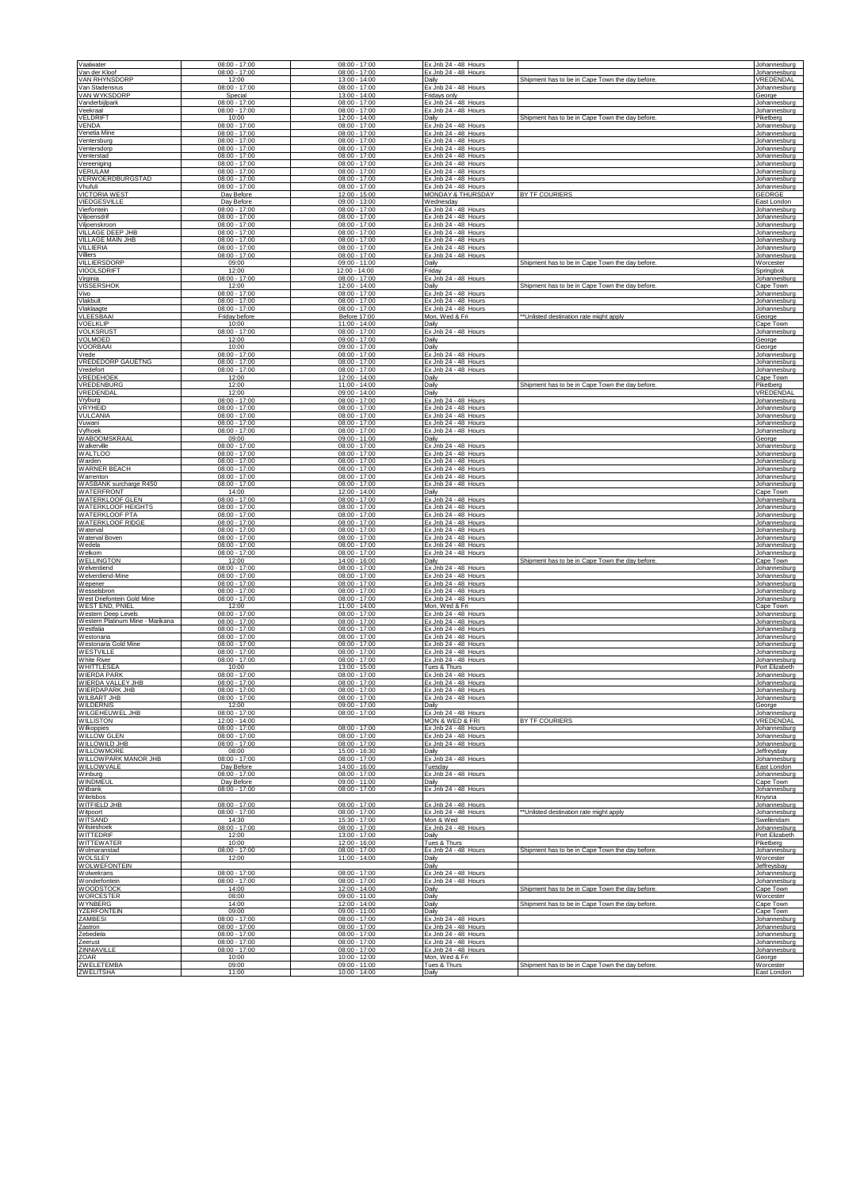| | | | | | |
|---|---|---|---|---|---|
| Vaalwater | 08:00 - 17:00 | 08:00 - 17:00 | Ex Jnb 24 - 48 Hours | | Johannesburg |
| Van der Kloof | 08:00 - 17:00 | 08:00 - 17:00 | Ex Jnb 24 - 48 Hours | | Johannesburg |
| VAN RHYNSDORP | 12:00 | 13:00 - 14:00 | Daily | Shipment has to be in Cape Town the day before. | VREDENDAL |
| Van Stadensrus | 08:00 - 17:00 | 08:00 - 17:00 | Ex Jnb 24 - 48 Hours | | Johannesburg |
| VAN WYKSDORP | Special | 13:00 - 14:00 | Fridays only | | George |
| Vanderbijlpark | 08:00 - 17:00 | 08:00 - 17:00 | Ex Jnb 24 - 48 Hours | | Johannesburg |
| Veekraal | 08:00 - 17:00 | 08:00 - 17:00 | Ex Jnb 24 - 48 Hours | | Johannesburg |
| VELDRIFT | 10:00 | 12:00 - 14:00 | Daily | Shipment has to be in Cape Town the day before. | Piketberg |
| VENDA | 08:00 - 17:00 | 08:00 - 17:00 | Ex Jnb 24 - 48 Hours | | Johannesburg |
| Venetia Mine | 08:00 - 17:00 | 08:00 - 17:00 | Ex Jnb 24 - 48 Hours | | Johannesburg |
| Ventersburg | 08:00 - 17:00 | 08:00 - 17:00 | Ex Jnb 24 - 48 Hours | | Johannesburg |
| Ventersdorp | 08:00 - 17:00 | 08:00 - 17:00 | Ex Jnb 24 - 48 Hours | | Johannesburg |
| Venterstad | 08:00 - 17:00 | 08:00 - 17:00 | Ex Jnb 24 - 48 Hours | | Johannesburg |
| Vereeniging | 08:00 - 17:00 | 08:00 - 17:00 | Ex Jnb 24 - 48 Hours | | Johannesburg |
| VERULAM | 08:00 - 17:00 | 08:00 - 17:00 | Ex Jnb 24 - 48 Hours | | Johannesburg |
| VERWOERDBURGSTAD | 08:00 - 17:00 | 08:00 - 17:00 | Ex Jnb 24 - 48 Hours | | Johannesburg |
| Vhufuli | 08:00 - 17:00 | 08:00 - 17:00 | Ex Jnb 24 - 48 Hours | | Johannesburg |
| VICTORIA WEST | Day Before | 12:00 - 15:00 | MONDAY & THURSDAY | BY TF COURIERS | GEORGE |
| VIEDGESVILLE | Day Before | 09:00 - 13:00 | Wednesday | | East London |
| Vierfontein | 08:00 - 17:00 | 08:00 - 17:00 | Ex Jnb 24 - 48 Hours | | Johannesburg |
| Viljoensdrif | 08:00 - 17:00 | 08:00 - 17:00 | Ex Jnb 24 - 48 Hours | | Johannesburg |
| Viljoenskroon | 08:00 - 17:00 | 08:00 - 17:00 | Ex Jnb 24 - 48 Hours | | Johannesburg |
| VILLAGE DEEP JHB | 08:00 - 17:00 | 08:00 - 17:00 | Ex Jnb 24 - 48 Hours | | Johannesburg |
| VILLAGE MAIN JHB | 08:00 - 17:00 | 08:00 - 17:00 | Ex Jnb 24 - 48 Hours | | Johannesburg |
| VILLIERIA | 08:00 - 17:00 | 08:00 - 17:00 | Ex Jnb 24 - 48 Hours | | Johannesburg |
| Villiers | 08:00 - 17:00 | 08:00 - 17:00 | Ex Jnb 24 - 48 Hours | | Johannesburg |
| VILLIERSDORP | 09:00 | 09:00 - 11:00 | Daily | Shipment has to be in Cape Town the day before. | Worcester |
| VIOOLSDRIFT | 12:00 | 12:00 - 14:00 | Friday | | Springbok |
| Virginia | 08:00 - 17:00 | 08:00 - 17:00 | Ex Jnb 24 - 48 Hours | | Johannesburg |
| VISSERSHOK | 12:00 | 12:00 - 14:00 | Daily | Shipment has to be in Cape Town the day before. | Cape Town |
| Vivo | 08:00 - 17:00 | 08:00 - 17:00 | Ex Jnb 24 - 48 Hours | | Johannesburg |
| Vlakbult | 08:00 - 17:00 | 08:00 - 17:00 | Ex Jnb 24 - 48 Hours | | Johannesburg |
| Vlaklaagte | 08:00 - 17:00 | 08:00 - 17:00 | Ex Jnb 24 - 48 Hours | | Johannesburg |
| VLEESBAAI | Friday before | Before 17:00 | Mon, Wed & Fri | **Unlisted destination rate might apply | George |
| VOELKLIP | 10:00 | 11:00 - 14:00 | Daily | | Cape Town |
| VOLKSRUST | 08:00 - 17:00 | 08:00 - 17:00 | Ex Jnb 24 - 48 Hours | | Johannesburg |
| VOLMOED | 12:00 | 09:00 - 17:00 | Daily | | George |
| VOORBAAI | 10:00 | 09:00 - 17:00 | Daily | | George |
| Vrede | 08:00 - 17:00 | 08:00 - 17:00 | Ex Jnb 24 - 48 Hours | | Johannesburg |
| VREDEDORP GAUETNG | 08:00 - 17:00 | 08:00 - 17:00 | Ex Jnb 24 - 48 Hours | | Johannesburg |
| Vredefort | 08:00 - 17:00 | 08:00 - 17:00 | Ex Jnb 24 - 48 Hours | | Johannesburg |
| VREDEHOEK | 12:00 | 12:00 - 14:00 | Daily | | Cape Town |
| VREDENBURG | 12:00 | 11:00 - 14:00 | Daily | Shipment has to be in Cape Town the day before. | Piketberg |
| VREDENDAL | 12:00 | 09:00 - 14:00 | Daily | | VREDENDAL |
| Vryburg | 08:00 - 17:00 | 08:00 - 17:00 | Ex Jnb 24 - 48 Hours | | Johannesburg |
| VRYHEID | 08:00 - 17:00 | 08:00 - 17:00 | Ex Jnb 24 - 48 Hours | | Johannesburg |
| VULCANIA | 08:00 - 17:00 | 08:00 - 17:00 | Ex Jnb 24 - 48 Hours | | Johannesburg |
| Vuwani | 08:00 - 17:00 | 08:00 - 17:00 | Ex Jnb 24 - 48 Hours | | Johannesburg |
| Vyfhoek | 08:00 - 17:00 | 08:00 - 17:00 | Ex Jnb 24 - 48 Hours | | Johannesburg |
| WABOOMSKRAAL | 09:00 | 09:00 - 11:00 | Daily | | George |
| Walkerville | 08:00 - 17:00 | 08:00 - 17:00 | Ex Jnb 24 - 48 Hours | | Johannesburg |
| WALTLOO | 08:00 - 17:00 | 08:00 - 17:00 | Ex Jnb 24 - 48 Hours | | Johannesburg |
| Warden | 08:00 - 17:00 | 08:00 - 17:00 | Ex Jnb 24 - 48 Hours | | Johannesburg |
| WARNER BEACH | 08:00 - 17:00 | 08:00 - 17:00 | Ex Jnb 24 - 48 Hours | | Johannesburg |
| Warrenton | 08:00 - 17:00 | 08:00 - 17:00 | Ex Jnb 24 - 48 Hours | | Johannesburg |
| WASBANK surcharge R450 | 08:00 - 17:00 | 08:00 - 17:00 | Ex Jnb 24 - 48 Hours | | Johannesburg |
| WATERFRONT | 14:00 | 12:00 - 14:00 | Daily | | Cape Town |
| WATERKLOOF GLEN | 08:00 - 17:00 | 08:00 - 17:00 | Ex Jnb 24 - 48 Hours | | Johannesburg |
| WATERKLOOF HEIGHTS | 08:00 - 17:00 | 08:00 - 17:00 | Ex Jnb 24 - 48 Hours | | Johannesburg |
| WATERKLOOF PTA | 08:00 - 17:00 | 08:00 - 17:00 | Ex Jnb 24 - 48 Hours | | Johannesburg |
| WATERKLOOF RIDGE | 08:00 - 17:00 | 08:00 - 17:00 | Ex Jnb 24 - 48 Hours | | Johannesburg |
| Waterval | 08:00 - 17:00 | 08:00 - 17:00 | Ex Jnb 24 - 48 Hours | | Johannesburg |
| Waterval Boven | 08:00 - 17:00 | 08:00 - 17:00 | Ex Jnb 24 - 48 Hours | | Johannesburg |
| Wedela | 08:00 - 17:00 | 08:00 - 17:00 | Ex Jnb 24 - 48 Hours | | Johannesburg |
| Welkom | 08:00 - 17:00 | 08:00 - 17:00 | Ex Jnb 24 - 48 Hours | | Johannesburg |
| WELLINGTON | 12:00 | 14:00 - 16:00 | Daily | Shipment has to be in Cape Town the day before. | Cape Town |
| Welverdiend | 08:00 - 17:00 | 08:00 - 17:00 | Ex Jnb 24 - 48 Hours | | Johannesburg |
| Welverdiend-Mine | 08:00 - 17:00 | 08:00 - 17:00 | Ex Jnb 24 - 48 Hours | | Johannesburg |
| Wepener | 08:00 - 17:00 | 08:00 - 17:00 | Ex Jnb 24 - 48 Hours | | Johannesburg |
| Wesselsbron | 08:00 - 17:00 | 08:00 - 17:00 | Ex Jnb 24 - 48 Hours | | Johannesburg |
| West Driefontein Gold Mine | 08:00 - 17:00 | 08:00 - 17:00 | Ex Jnb 24 - 48 Hours | | Johannesburg |
| WEST END, PNIEL | 12:00 | 11:00 - 14:00 | Mon, Wed & Fri | | Cape Town |
| Western Deep Levels | 08:00 - 17:00 | 08:00 - 17:00 | Ex Jnb 24 - 48 Hours | | Johannesburg |
| Western Platinum Mine - Marikana | 08:00 - 17:00 | 08:00 - 17:00 | Ex Jnb 24 - 48 Hours | | Johannesburg |
| Westfalia | 08:00 - 17:00 | 08:00 - 17:00 | Ex Jnb 24 - 48 Hours | | Johannesburg |
| Westonaria | 08:00 - 17:00 | 08:00 - 17:00 | Ex Jnb 24 - 48 Hours | | Johannesburg |
| Westonaria Gold Mine | 08:00 - 17:00 | 08:00 - 17:00 | Ex Jnb 24 - 48 Hours | | Johannesburg |
| WESTVILLE | 08:00 - 17:00 | 08:00 - 17:00 | Ex Jnb 24 - 48 Hours | | Johannesburg |
| White River | 08:00 - 17:00 | 08:00 - 17:00 | Ex Jnb 24 - 48 Hours | | Johannesburg |
| WHITTLESEA | 10:00 | 13:00 - 15:00 | Tues & Thurs | | Port Elizabeth |
| WIERDA PARK | 08:00 - 17:00 | 08:00 - 17:00 | Ex Jnb 24 - 48 Hours | | Johannesburg |
| WIERDA VALLEY JHB | 08:00 - 17:00 | 08:00 - 17:00 | Ex Jnb 24 - 48 Hours | | Johannesburg |
| WIERDAPARK JHB | 08:00 - 17:00 | 08:00 - 17:00 | Ex Jnb 24 - 48 Hours | | Johannesburg |
| WILBART JHB | 08:00 - 17:00 | 08:00 - 17:00 | Ex Jnb 24 - 48 Hours | | Johannesburg |
| WILDERNIS | 12:00 | 09:00 - 17:00 | Daily | | George |
| WILGEHEUWEL JHB | 08:00 - 17:00 | 08:00 - 17:00 | Ex Jnb 24 - 48 Hours | | Johannesburg |
| WILLISTON | 12:00 - 14:00 | | MON & WED & FRI | BY TF COURIERS | VREDENDAL |
| Wilkoppies | 08:00 - 17:00 | 08:00 - 17:00 | Ex Jnb 24 - 48 Hours | | Johannesburg |
| WILLOW GLEN | 08:00 - 17:00 | 08:00 - 17:00 | Ex Jnb 24 - 48 Hours | | Johannesburg |
| WILLOWILD JHB | 08:00 - 17:00 | 08:00 - 17:00 | Ex Jnb 24 - 48 Hours | | Johannesburg |
| WILLOWMORE | 08:00 | 15:00 - 16:30 | Daily | | Jeffreysbay |
| WILLOWPARK MANOR JHB | 08:00 - 17:00 | 08:00 - 17:00 | Ex Jnb 24 - 48 Hours | | Johannesburg |
| WILLOWVALE | Day Before | 14:00 - 16:00 | Tuesday | | East London |
| Winburg | 08:00 - 17:00 | 08:00 - 17:00 | Ex Jnb 24 - 48 Hours | | Johannesburg |
| WINDMEUL | Day Before | 09:00 - 11:00 | Daily | | Cape Town |
| Witbank | 08:00 - 17:00 | 08:00 - 17:00 | Ex Jnb 24 - 48 Hours | | Johannesburg |
| Witelsbos | | | | | Knysna |
| WITFIELD JHB | 08:00 - 17:00 | 08:00 - 17:00 | Ex Jnb 24 - 48 Hours | | Johannesburg |
| Witpoort | 08:00 - 17:00 | 08:00 - 17:00 | Ex Jnb 24 - 48 Hours | **Unlisted destination rate might apply | Johannesburg |
| WITSAND | 14:30 | 15:30 - 17:00 | Mon & Wed | | Swellendam |
| Witsieshoek | 08:00 - 17:00 | 08:00 - 17:00 | Ex Jnb 24 - 48 Hours | | Johannesburg |
| WITTEDRIF | 12:00 | 13:00 - 17:00 | Daily | | Port Elizabeth |
| WITTEWATER | 10:00 | 12:00 - 16:00 | Tues & Thurs | | Piketberg |
| Wolmaranstad | 08:00 - 17:00 | 08:00 - 17:00 | Ex Jnb 24 - 48 Hours | Shipment has to be in Cape Town the day before. | Johannesburg |
| WOLSLEY | 12:00 | 11:00 - 14:00 | Daily | | Worcester |
| WOLWEFONTEIN | | | Daily | | Jeffreysbay |
| Wolwekrans | 08:00 - 17:00 | 08:00 - 17:00 | Ex Jnb 24 - 48 Hours | | Johannesburg |
| Wonderfontein | 08:00 - 17:00 | 08:00 - 17:00 | Ex Jnb 24 - 48 Hours | | Johannesburg |
| WOODSTOCK | 14:00 | 12:00 - 14:00 | Daily | Shipment has to be in Cape Town the day before. | Cape Town |
| WORCESTER | 08:00 | 09:00 - 11:00 | Daily | | Worcester |
| WYNBERG | 14:00 | 12:00 - 14:00 | Daily | Shipment has to be in Cape Town the day before. | Cape Town |
| YZERFONTEIN | 09:00 | 09:00 - 11:00 | Daily | | Cape Town |
| ZAMBESI | 08:00 - 17:00 | 08:00 - 17:00 | Ex Jnb 24 - 48 Hours | | Johannesburg |
| Zastron | 08:00 - 17:00 | 08:00 - 17:00 | Ex Jnb 24 - 48 Hours | | Johannesburg |
| Zebediela | 08:00 - 17:00 | 08:00 - 17:00 | Ex Jnb 24 - 48 Hours | | Johannesburg |
| Zeerust | 08:00 - 17:00 | 08:00 - 17:00 | Ex Jnb 24 - 48 Hours | | Johannesburg |
| ZINNIAVILLE | 08:00 - 17:00 | 08:00 - 17:00 | Ex Jnb 24 - 48 Hours | | Johannesburg |
| ZOAR | 10:00 | 10:00 - 12:00 | Mon, Wed & Fri | | George |
| ZWELETEMBA | 09:00 | 09:00 - 11:00 | Tues & Thurs | Shipment has to be in Cape Town the day before. | Worcester |
| ZWELITSHA | 11:00 | 10:00 - 14:00 | Daily | | East London |